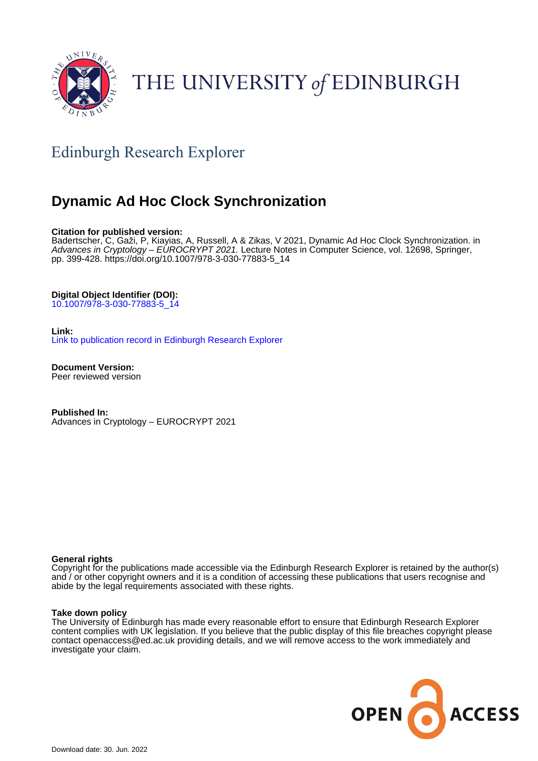THE UNIVERSITY of EDINBURGH

Edinburgh Research Explorer

# Dynamic Ad Hoc Clock Synchronization

**Citation for published version:**
Badertscher, C, Gaži, P, Kiayias, A, Russell, A & Zikas, V 2021, Dynamic Ad Hoc Clock Synchronization. in *Advances in Cryptology – EUROCRYPT 2021.* Lecture Notes in Computer Science, vol. 12698, Springer, pp. 399-428. https://doi.org/10.1007/978-3-030-77883-5_14

**Digital Object Identifier (DOI):**
10.1007/978-3-030-77883-5_14

**Link:**
Link to publication record in Edinburgh Research Explorer

**Document Version:**
Peer reviewed version

**Published In:**
Advances in Cryptology – EUROCRYPT 2021

**General rights**
Copyright for the publications made accessible via the Edinburgh Research Explorer is retained by the author(s) and / or other copyright owners and it is a condition of accessing these publications that users recognise and abide by the legal requirements associated with these rights.

**Take down policy**
The University of Edinburgh has made every reasonable effort to ensure that Edinburgh Research Explorer content complies with UK legislation. If you believe that the public display of this file breaches copyright please contact openaccess@ed.ac.uk providing details, and we will remove access to the work immediately and investigate your claim.

OPEN ACCESS

Download date: 30. Jun. 2022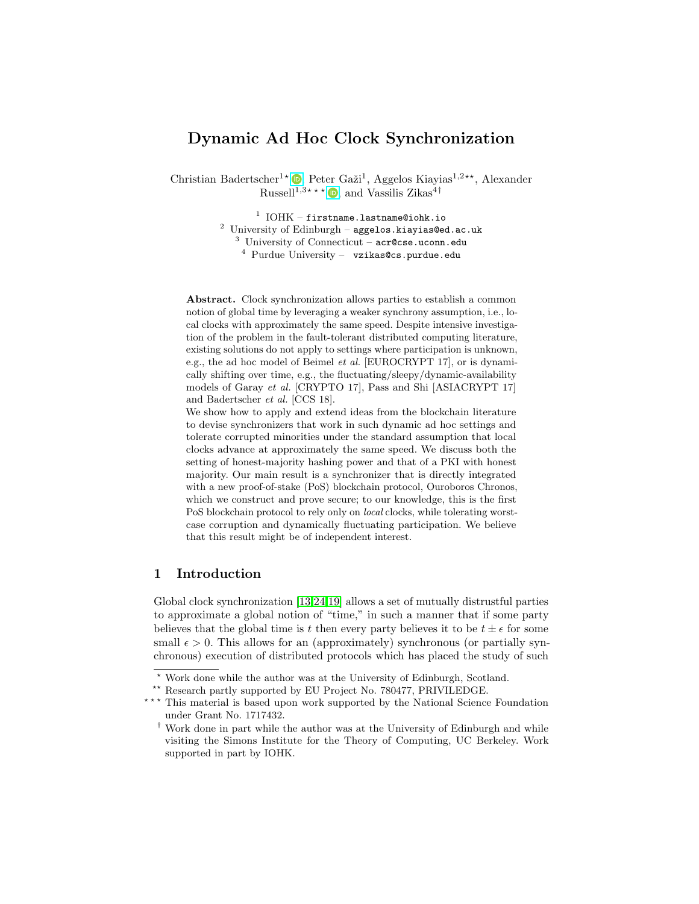# Dynamic Ad Hoc Clock Synchronization

Christian Badertscher[1,⋆], Peter Gaži[1], Aggelos Kiayias[1,2,⋆⋆], Alexander Russell[1,3,⋆⋆⋆], and Vassilis Zikas[4,†]

[1] IOHK – firstname.lastname@iohk.io
[2] University of Edinburgh – aggelos.kiayias@ed.ac.uk
[3] University of Connecticut – acr@cse.uconn.edu
[4] Purdue University – vzikas@cs.purdue.edu

**Abstract.** Clock synchronization allows parties to establish a common notion of global time by leveraging a weaker synchrony assumption, i.e., local clocks with approximately the same speed. Despite intensive investigation of the problem in the fault-tolerant distributed computing literature, existing solutions do not apply to settings where participation is unknown, e.g., the ad hoc model of Beimel *et al.* [EUROCRYPT 17], or is dynamically shifting over time, e.g., the fluctuating/sleepy/dynamic-availability models of Garay *et al.* [CRYPTO 17], Pass and Shi [ASIACRYPT 17] and Badertscher *et al.* [CCS 18].

We show how to apply and extend ideas from the blockchain literature to devise synchronizers that work in such dynamic ad hoc settings and tolerate corrupted minorities under the standard assumption that local clocks advance at approximately the same speed. We discuss both the setting of honest-majority hashing power and that of a PKI with honest majority. Our main result is a synchronizer that is directly integrated with a new proof-of-stake (PoS) blockchain protocol, Ouroboros Chronos, which we construct and prove secure; to our knowledge, this is the first PoS blockchain protocol to rely only on *local* clocks, while tolerating worst-case corruption and dynamically fluctuating participation. We believe that this result might be of independent interest.

## 1 Introduction

Global clock synchronization [13,24,19] allows a set of mutually distrustful parties to approximate a global notion of "time," in such a manner that if some party believes that the global time is $t$ then every party believes it to be $t \pm \epsilon$ for some small $\epsilon > 0$. This allows for an (approximately) synchronous (or partially synchronous) execution of distributed protocols which has placed the study of such

---

⋆ Work done while the author was at the University of Edinburgh, Scotland.

⋆⋆ Research partly supported by EU Project No. 780477, PRIVILEDGE.

⋆⋆⋆ This material is based upon work supported by the National Science Foundation under Grant No. 1717432.

† Work done in part while the author was at the University of Edinburgh and while visiting the Simons Institute for the Theory of Computing, UC Berkeley. Work supported in part by IOHK.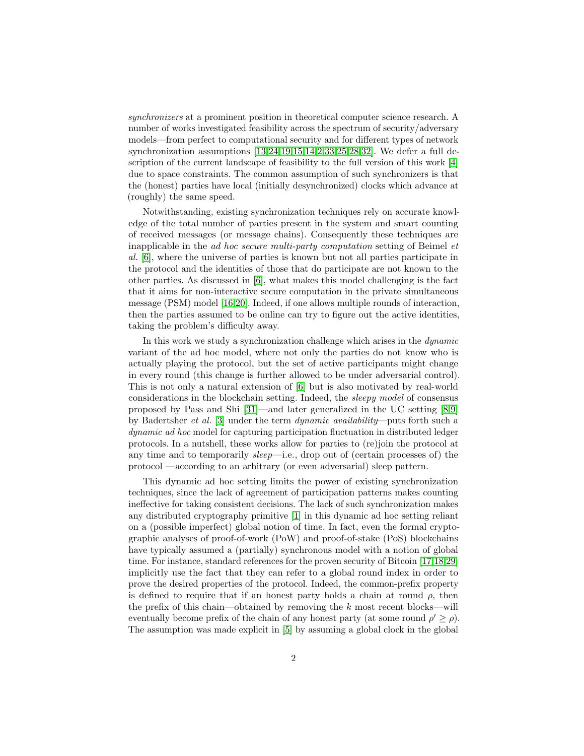*synchronizers* at a prominent position in theoretical computer science research. A number of works investigated feasibility across the spectrum of security/adversary models—from perfect to computational security and for different types of network synchronization assumptions [13,24,19,15,14,2,33,25,28,32]. We defer a full description of the current landscape of feasibility to the full version of this work [4] due to space constraints. The common assumption of such synchronizers is that the (honest) parties have local (initially desynchronized) clocks which advance at (roughly) the same speed.

Notwithstanding, existing synchronization techniques rely on accurate knowledge of the total number of parties present in the system and smart counting of received messages (or message chains). Consequently these techniques are inapplicable in the *ad hoc secure multi-party computation* setting of Beimel *et al.* [6], where the universe of parties is known but not all parties participate in the protocol and the identities of those that do participate are not known to the other parties. As discussed in [6], what makes this model challenging is the fact that it aims for non-interactive secure computation in the private simultaneous message (PSM) model [16,20]. Indeed, if one allows multiple rounds of interaction, then the parties assumed to be online can try to figure out the active identities, taking the problem's difficulty away.

In this work we study a synchronization challenge which arises in the *dynamic* variant of the ad hoc model, where not only the parties do not know who is actually playing the protocol, but the set of active participants might change in every round (this change is further allowed to be under adversarial control). This is not only a natural extension of [6] but is also motivated by real-world considerations in the blockchain setting. Indeed, the *sleepy model* of consensus proposed by Pass and Shi [31]—and later generalized in the UC setting [8,9] by Badertsher *et al.* [3] under the term *dynamic availability*—puts forth such a *dynamic ad hoc* model for capturing participation fluctuation in distributed ledger protocols. In a nutshell, these works allow for parties to (re)join the protocol at any time and to temporarily *sleep*—i.e., drop out of (certain processes of) the protocol —according to an arbitrary (or even adversarial) sleep pattern.

This dynamic ad hoc setting limits the power of existing synchronization techniques, since the lack of agreement of participation patterns makes counting ineffective for taking consistent decisions. The lack of such synchronization makes any distributed cryptography primitive [1] in this dynamic ad hoc setting reliant on a (possible imperfect) global notion of time. In fact, even the formal cryptographic analyses of proof-of-work (PoW) and proof-of-stake (PoS) blockchains have typically assumed a (partially) synchronous model with a notion of global time. For instance, standard references for the proven security of Bitcoin [17,18,29] implicitly use the fact that they can refer to a global round index in order to prove the desired properties of the protocol. Indeed, the common-prefix property is defined to require that if an honest party holds a chain at round $\rho$, then the prefix of this chain—obtained by removing the $k$ most recent blocks—will eventually become prefix of the chain of any honest party (at some round $\rho' \geq \rho$). The assumption was made explicit in [5] by assuming a global clock in the global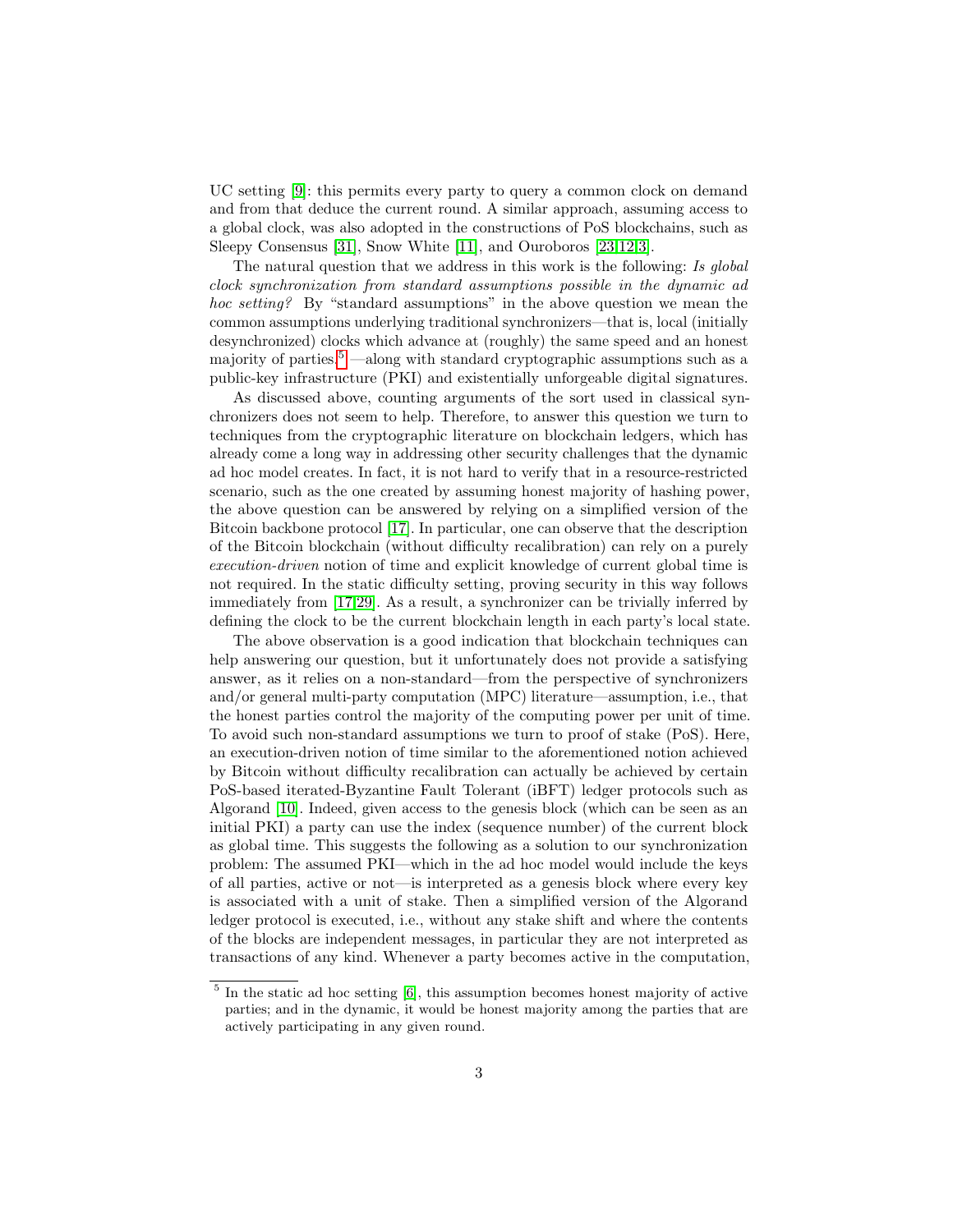UC setting [9]: this permits every party to query a common clock on demand and from that deduce the current round. A similar approach, assuming access to a global clock, was also adopted in the constructions of PoS blockchains, such as Sleepy Consensus [31], Snow White [11], and Ouroboros [23,12,3].

The natural question that we address in this work is the following: *Is global clock synchronization from standard assumptions possible in the dynamic ad hoc setting?* By "standard assumptions" in the above question we mean the common assumptions underlying traditional synchronizers—that is, local (initially desynchronized) clocks which advance at (roughly) the same speed and an honest majority of parties.[5]—along with standard cryptographic assumptions such as a public-key infrastructure (PKI) and existentially unforgeable digital signatures.

As discussed above, counting arguments of the sort used in classical synchronizers does not seem to help. Therefore, to answer this question we turn to techniques from the cryptographic literature on blockchain ledgers, which has already come a long way in addressing other security challenges that the dynamic ad hoc model creates. In fact, it is not hard to verify that in a resource-restricted scenario, such as the one created by assuming honest majority of hashing power, the above question can be answered by relying on a simplified version of the Bitcoin backbone protocol [17]. In particular, one can observe that the description of the Bitcoin blockchain (without difficulty recalibration) can rely on a purely *execution-driven* notion of time and explicit knowledge of current global time is not required. In the static difficulty setting, proving security in this way follows immediately from [17,29]. As a result, a synchronizer can be trivially inferred by defining the clock to be the current blockchain length in each party's local state.

The above observation is a good indication that blockchain techniques can help answering our question, but it unfortunately does not provide a satisfying answer, as it relies on a non-standard—from the perspective of synchronizers and/or general multi-party computation (MPC) literature—assumption, i.e., that the honest parties control the majority of the computing power per unit of time. To avoid such non-standard assumptions we turn to proof of stake (PoS). Here, an execution-driven notion of time similar to the aforementioned notion achieved by Bitcoin without difficulty recalibration can actually be achieved by certain PoS-based iterated-Byzantine Fault Tolerant (iBFT) ledger protocols such as Algorand [10]. Indeed, given access to the genesis block (which can be seen as an initial PKI) a party can use the index (sequence number) of the current block as global time. This suggests the following as a solution to our synchronization problem: The assumed PKI—which in the ad hoc model would include the keys of all parties, active or not—is interpreted as a genesis block where every key is associated with a unit of stake. Then a simplified version of the Algorand ledger protocol is executed, i.e., without any stake shift and where the contents of the blocks are independent messages, in particular they are not interpreted as transactions of any kind. Whenever a party becomes active in the computation,

[5] In the static ad hoc setting [6], this assumption becomes honest majority of active parties; and in the dynamic, it would be honest majority among the parties that are actively participating in any given round.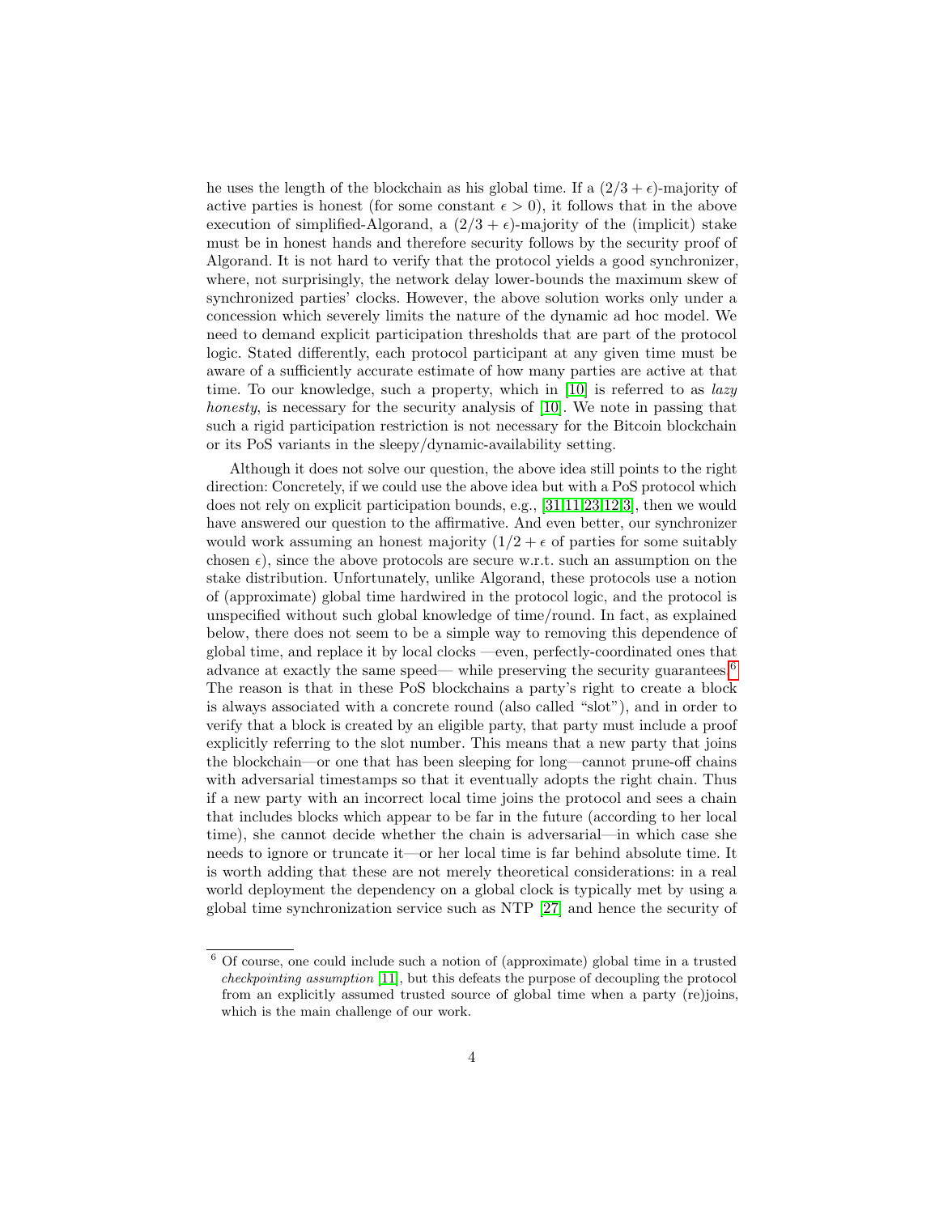he uses the length of the blockchain as his global time. If a $(2/3+\epsilon)$-majority of active parties is honest (for some constant $\epsilon > 0$), it follows that in the above execution of simplified-Algorand, a $(2/3+\epsilon)$-majority of the (implicit) stake must be in honest hands and therefore security follows by the security proof of Algorand. It is not hard to verify that the protocol yields a good synchronizer, where, not surprisingly, the network delay lower-bounds the maximum skew of synchronized parties' clocks. However, the above solution works only under a concession which severely limits the nature of the dynamic ad hoc model. We need to demand explicit participation thresholds that are part of the protocol logic. Stated differently, each protocol participant at any given time must be aware of a sufficiently accurate estimate of how many parties are active at that time. To our knowledge, such a property, which in [10] is referred to as *lazy honesty*, is necessary for the security analysis of [10]. We note in passing that such a rigid participation restriction is not necessary for the Bitcoin blockchain or its PoS variants in the sleepy/dynamic-availability setting.

Although it does not solve our question, the above idea still points to the right direction: Concretely, if we could use the above idea but with a PoS protocol which does not rely on explicit participation bounds, e.g., [31,11,23,12,3], then we would have answered our question to the affirmative. And even better, our synchronizer would work assuming an honest majority ($1/2+\epsilon$ of parties for some suitably chosen $\epsilon$), since the above protocols are secure w.r.t. such an assumption on the stake distribution. Unfortunately, unlike Algorand, these protocols use a notion of (approximate) global time hardwired in the protocol logic, and the protocol is unspecified without such global knowledge of time/round. In fact, as explained below, there does not seem to be a simple way to removing this dependence of global time, and replace it by local clocks —even, perfectly-coordinated ones that advance at exactly the same speed— while preserving the security guarantees.[6] The reason is that in these PoS blockchains a party's right to create a block is always associated with a concrete round (also called "slot"), and in order to verify that a block is created by an eligible party, that party must include a proof explicitly referring to the slot number. This means that a new party that joins the blockchain—or one that has been sleeping for long—cannot prune-off chains with adversarial timestamps so that it eventually adopts the right chain. Thus if a new party with an incorrect local time joins the protocol and sees a chain that includes blocks which appear to be far in the future (according to her local time), she cannot decide whether the chain is adversarial—in which case she needs to ignore or truncate it—or her local time is far behind absolute time. It is worth adding that these are not merely theoretical considerations: in a real world deployment the dependency on a global clock is typically met by using a global time synchronization service such as NTP [27] and hence the security of

[6] Of course, one could include such a notion of (approximate) global time in a trusted *checkpointing assumption* [11], but this defeats the purpose of decoupling the protocol from an explicitly assumed trusted source of global time when a party (re)joins, which is the main challenge of our work.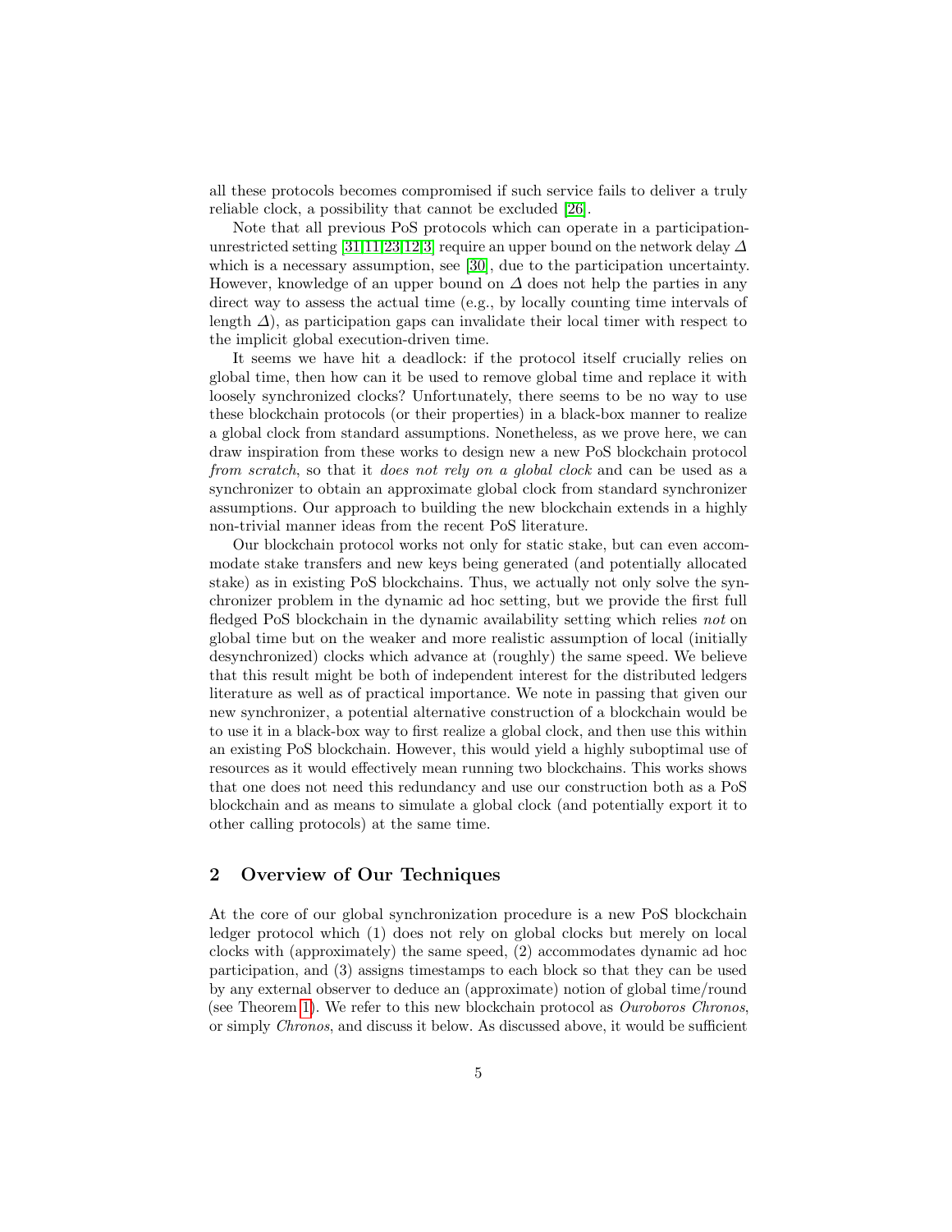all these protocols becomes compromised if such service fails to deliver a truly reliable clock, a possibility that cannot be excluded [26].

Note that all previous PoS protocols which can operate in a participation-unrestricted setting [31,11,23,12,3] require an upper bound on the network delay $\Delta$ which is a necessary assumption, see [30], due to the participation uncertainty. However, knowledge of an upper bound on $\Delta$ does not help the parties in any direct way to assess the actual time (e.g., by locally counting time intervals of length $\Delta$), as participation gaps can invalidate their local timer with respect to the implicit global execution-driven time.

It seems we have hit a deadlock: if the protocol itself crucially relies on global time, then how can it be used to remove global time and replace it with loosely synchronized clocks? Unfortunately, there seems to be no way to use these blockchain protocols (or their properties) in a black-box manner to realize a global clock from standard assumptions. Nonetheless, as we prove here, we can draw inspiration from these works to design new a new PoS blockchain protocol *from scratch*, so that it *does not rely on a global clock* and can be used as a synchronizer to obtain an approximate global clock from standard synchronizer assumptions. Our approach to building the new blockchain extends in a highly non-trivial manner ideas from the recent PoS literature.

Our blockchain protocol works not only for static stake, but can even accommodate stake transfers and new keys being generated (and potentially allocated stake) as in existing PoS blockchains. Thus, we actually not only solve the synchronizer problem in the dynamic ad hoc setting, but we provide the first full fledged PoS blockchain in the dynamic availability setting which relies *not* on global time but on the weaker and more realistic assumption of local (initially desynchronized) clocks which advance at (roughly) the same speed. We believe that this result might be both of independent interest for the distributed ledgers literature as well as of practical importance. We note in passing that given our new synchronizer, a potential alternative construction of a blockchain would be to use it in a black-box way to first realize a global clock, and then use this within an existing PoS blockchain. However, this would yield a highly suboptimal use of resources as it would effectively mean running two blockchains. This works shows that one does not need this redundancy and use our construction both as a PoS blockchain and as means to simulate a global clock (and potentially export it to other calling protocols) at the same time.

## 2 Overview of Our Techniques

At the core of our global synchronization procedure is a new PoS blockchain ledger protocol which (1) does not rely on global clocks but merely on local clocks with (approximately) the same speed, (2) accommodates dynamic ad hoc participation, and (3) assigns timestamps to each block so that they can be used by any external observer to deduce an (approximate) notion of global time/round (see Theorem 1). We refer to this new blockchain protocol as *Ouroboros Chronos*, or simply *Chronos*, and discuss it below. As discussed above, it would be sufficient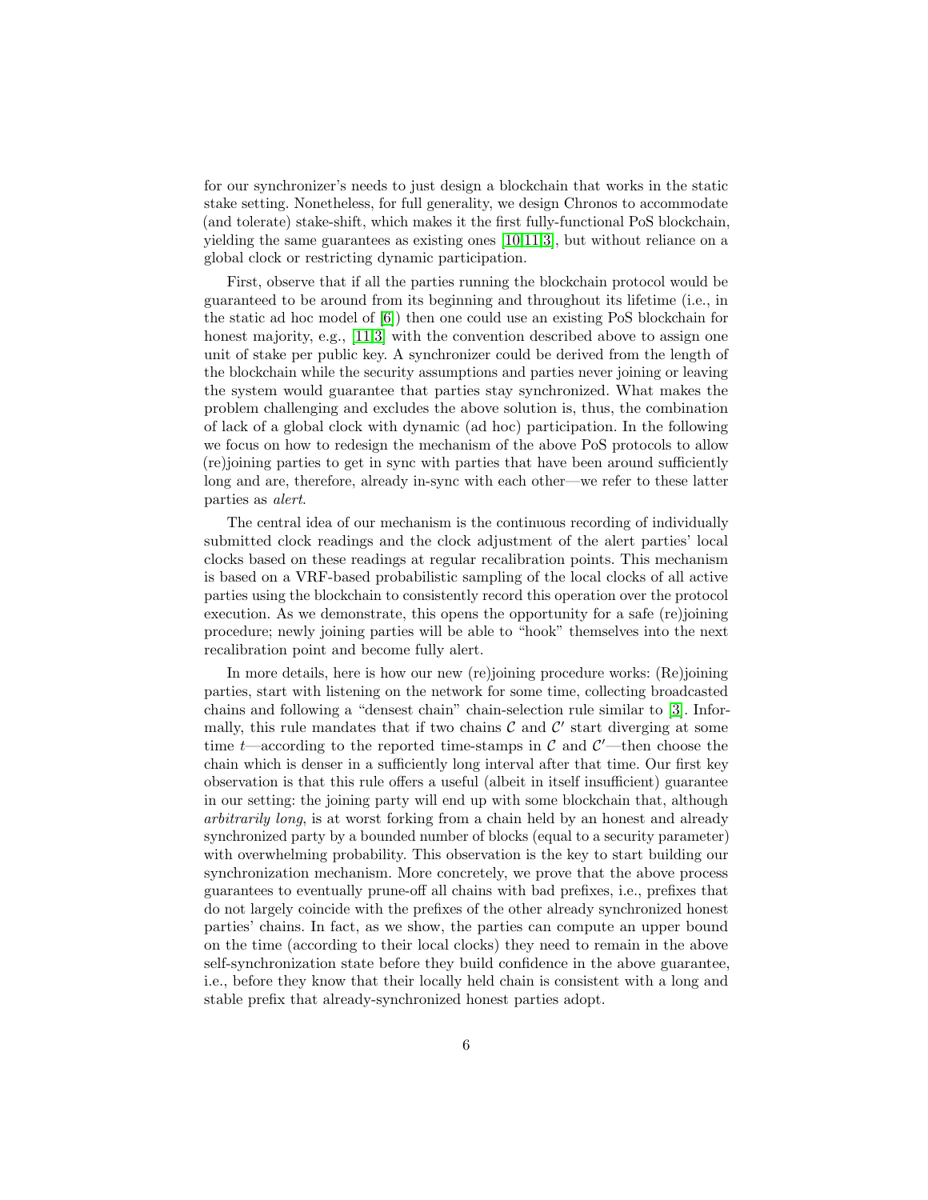for our synchronizer's needs to just design a blockchain that works in the static stake setting. Nonetheless, for full generality, we design Chronos to accommodate (and tolerate) stake-shift, which makes it the first fully-functional PoS blockchain, yielding the same guarantees as existing ones [10,11,3], but without reliance on a global clock or restricting dynamic participation.

First, observe that if all the parties running the blockchain protocol would be guaranteed to be around from its beginning and throughout its lifetime (i.e., in the static ad hoc model of [6]) then one could use an existing PoS blockchain for honest majority, e.g., [11,3] with the convention described above to assign one unit of stake per public key. A synchronizer could be derived from the length of the blockchain while the security assumptions and parties never joining or leaving the system would guarantee that parties stay synchronized. What makes the problem challenging and excludes the above solution is, thus, the combination of lack of a global clock with dynamic (ad hoc) participation. In the following we focus on how to redesign the mechanism of the above PoS protocols to allow (re)joining parties to get in sync with parties that have been around sufficiently long and are, therefore, already in-sync with each other—we refer to these latter parties as *alert*.

The central idea of our mechanism is the continuous recording of individually submitted clock readings and the clock adjustment of the alert parties' local clocks based on these readings at regular recalibration points. This mechanism is based on a VRF-based probabilistic sampling of the local clocks of all active parties using the blockchain to consistently record this operation over the protocol execution. As we demonstrate, this opens the opportunity for a safe (re)joining procedure; newly joining parties will be able to "hook" themselves into the next recalibration point and become fully alert.

In more details, here is how our new (re)joining procedure works: (Re)joining parties, start with listening on the network for some time, collecting broadcasted chains and following a "densest chain" chain-selection rule similar to [3]. Informally, this rule mandates that if two chains $\mathcal{C}$ and $\mathcal{C}'$ start diverging at some time $t$—according to the reported time-stamps in $\mathcal{C}$ and $\mathcal{C}'$—then choose the chain which is denser in a sufficiently long interval after that time. Our first key observation is that this rule offers a useful (albeit in itself insufficient) guarantee in our setting: the joining party will end up with some blockchain that, although *arbitrarily long*, is at worst forking from a chain held by an honest and already synchronized party by a bounded number of blocks (equal to a security parameter) with overwhelming probability. This observation is the key to start building our synchronization mechanism. More concretely, we prove that the above process guarantees to eventually prune-off all chains with bad prefixes, i.e., prefixes that do not largely coincide with the prefixes of the other already synchronized honest parties' chains. In fact, as we show, the parties can compute an upper bound on the time (according to their local clocks) they need to remain in the above self-synchronization state before they build confidence in the above guarantee, i.e., before they know that their locally held chain is consistent with a long and stable prefix that already-synchronized honest parties adopt.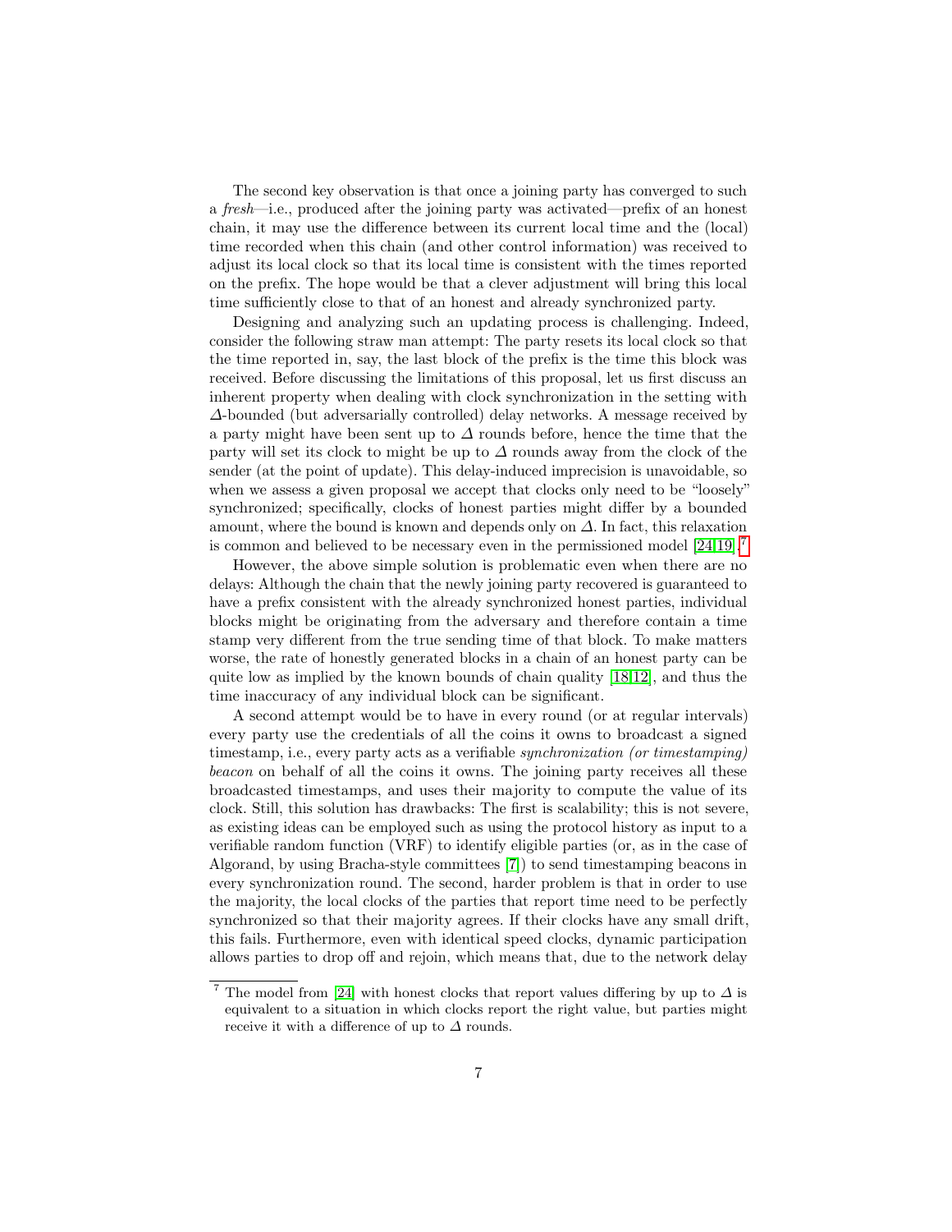The second key observation is that once a joining party has converged to such a *fresh*—i.e., produced after the joining party was activated—prefix of an honest chain, it may use the difference between its current local time and the (local) time recorded when this chain (and other control information) was received to adjust its local clock so that its local time is consistent with the times reported on the prefix. The hope would be that a clever adjustment will bring this local time sufficiently close to that of an honest and already synchronized party.

Designing and analyzing such an updating process is challenging. Indeed, consider the following straw man attempt: The party resets its local clock so that the time reported in, say, the last block of the prefix is the time this block was received. Before discussing the limitations of this proposal, let us first discuss an inherent property when dealing with clock synchronization in the setting with $\Delta$-bounded (but adversarially controlled) delay networks. A message received by a party might have been sent up to $\Delta$ rounds before, hence the time that the party will set its clock to might be up to $\Delta$ rounds away from the clock of the sender (at the point of update). This delay-induced imprecision is unavoidable, so when we assess a given proposal we accept that clocks only need to be "loosely" synchronized; specifically, clocks of honest parties might differ by a bounded amount, where the bound is known and depends only on $\Delta$. In fact, this relaxation is common and believed to be necessary even in the permissioned model [24,19].[7]

However, the above simple solution is problematic even when there are no delays: Although the chain that the newly joining party recovered is guaranteed to have a prefix consistent with the already synchronized honest parties, individual blocks might be originating from the adversary and therefore contain a time stamp very different from the true sending time of that block. To make matters worse, the rate of honestly generated blocks in a chain of an honest party can be quite low as implied by the known bounds of chain quality [18,12], and thus the time inaccuracy of any individual block can be significant.

A second attempt would be to have in every round (or at regular intervals) every party use the credentials of all the coins it owns to broadcast a signed timestamp, i.e., every party acts as a verifiable *synchronization (or timestamping) beacon* on behalf of all the coins it owns. The joining party receives all these broadcasted timestamps, and uses their majority to compute the value of its clock. Still, this solution has drawbacks: The first is scalability; this is not severe, as existing ideas can be employed such as using the protocol history as input to a verifiable random function (VRF) to identify eligible parties (or, as in the case of Algorand, by using Bracha-style committees [7]) to send timestamping beacons in every synchronization round. The second, harder problem is that in order to use the majority, the local clocks of the parties that report time need to be perfectly synchronized so that their majority agrees. If their clocks have any small drift, this fails. Furthermore, even with identical speed clocks, dynamic participation allows parties to drop off and rejoin, which means that, due to the network delay

[7] The model from [24] with honest clocks that report values differing by up to $\Delta$ is equivalent to a situation in which clocks report the right value, but parties might receive it with a difference of up to $\Delta$ rounds.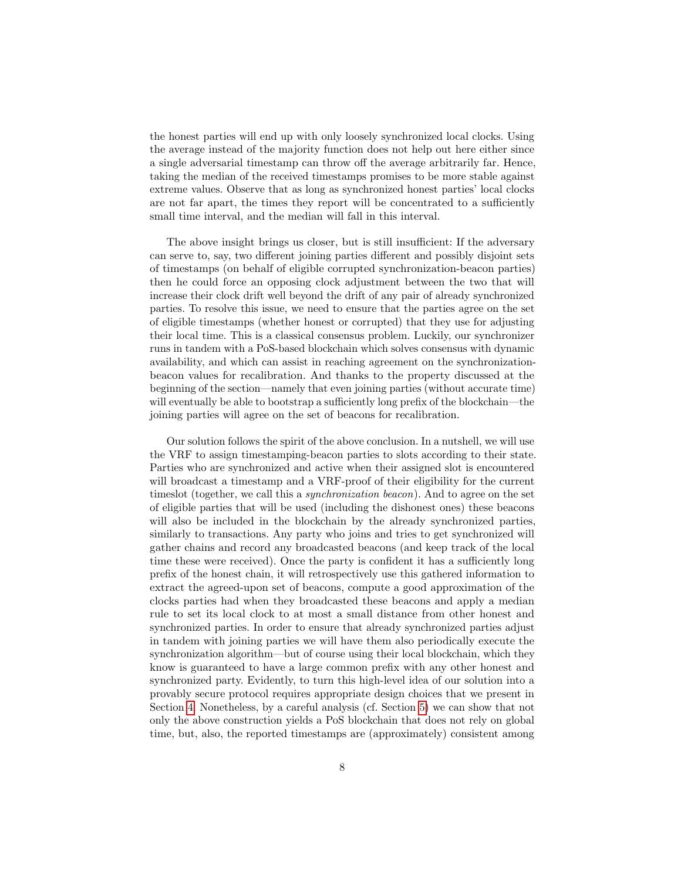the honest parties will end up with only loosely synchronized local clocks. Using the average instead of the majority function does not help out here either since a single adversarial timestamp can throw off the average arbitrarily far. Hence, taking the median of the received timestamps promises to be more stable against extreme values. Observe that as long as synchronized honest parties' local clocks are not far apart, the times they report will be concentrated to a sufficiently small time interval, and the median will fall in this interval.

The above insight brings us closer, but is still insufficient: If the adversary can serve to, say, two different joining parties different and possibly disjoint sets of timestamps (on behalf of eligible corrupted synchronization-beacon parties) then he could force an opposing clock adjustment between the two that will increase their clock drift well beyond the drift of any pair of already synchronized parties. To resolve this issue, we need to ensure that the parties agree on the set of eligible timestamps (whether honest or corrupted) that they use for adjusting their local time. This is a classical consensus problem. Luckily, our synchronizer runs in tandem with a PoS-based blockchain which solves consensus with dynamic availability, and which can assist in reaching agreement on the synchronization-beacon values for recalibration. And thanks to the property discussed at the beginning of the section—namely that even joining parties (without accurate time) will eventually be able to bootstrap a sufficiently long prefix of the blockchain—the joining parties will agree on the set of beacons for recalibration.

Our solution follows the spirit of the above conclusion. In a nutshell, we will use the VRF to assign timestamping-beacon parties to slots according to their state. Parties who are synchronized and active when their assigned slot is encountered will broadcast a timestamp and a VRF-proof of their eligibility for the current timeslot (together, we call this a *synchronization beacon*). And to agree on the set of eligible parties that will be used (including the dishonest ones) these beacons will also be included in the blockchain by the already synchronized parties, similarly to transactions. Any party who joins and tries to get synchronized will gather chains and record any broadcasted beacons (and keep track of the local time these were received). Once the party is confident it has a sufficiently long prefix of the honest chain, it will retrospectively use this gathered information to extract the agreed-upon set of beacons, compute a good approximation of the clocks parties had when they broadcasted these beacons and apply a median rule to set its local clock to at most a small distance from other honest and synchronized parties. In order to ensure that already synchronized parties adjust in tandem with joining parties we will have them also periodically execute the synchronization algorithm—but of course using their local blockchain, which they know is guaranteed to have a large common prefix with any other honest and synchronized party. Evidently, to turn this high-level idea of our solution into a provably secure protocol requires appropriate design choices that we present in Section 4. Nonetheless, by a careful analysis (cf. Section 5) we can show that not only the above construction yields a PoS blockchain that does not rely on global time, but, also, the reported timestamps are (approximately) consistent among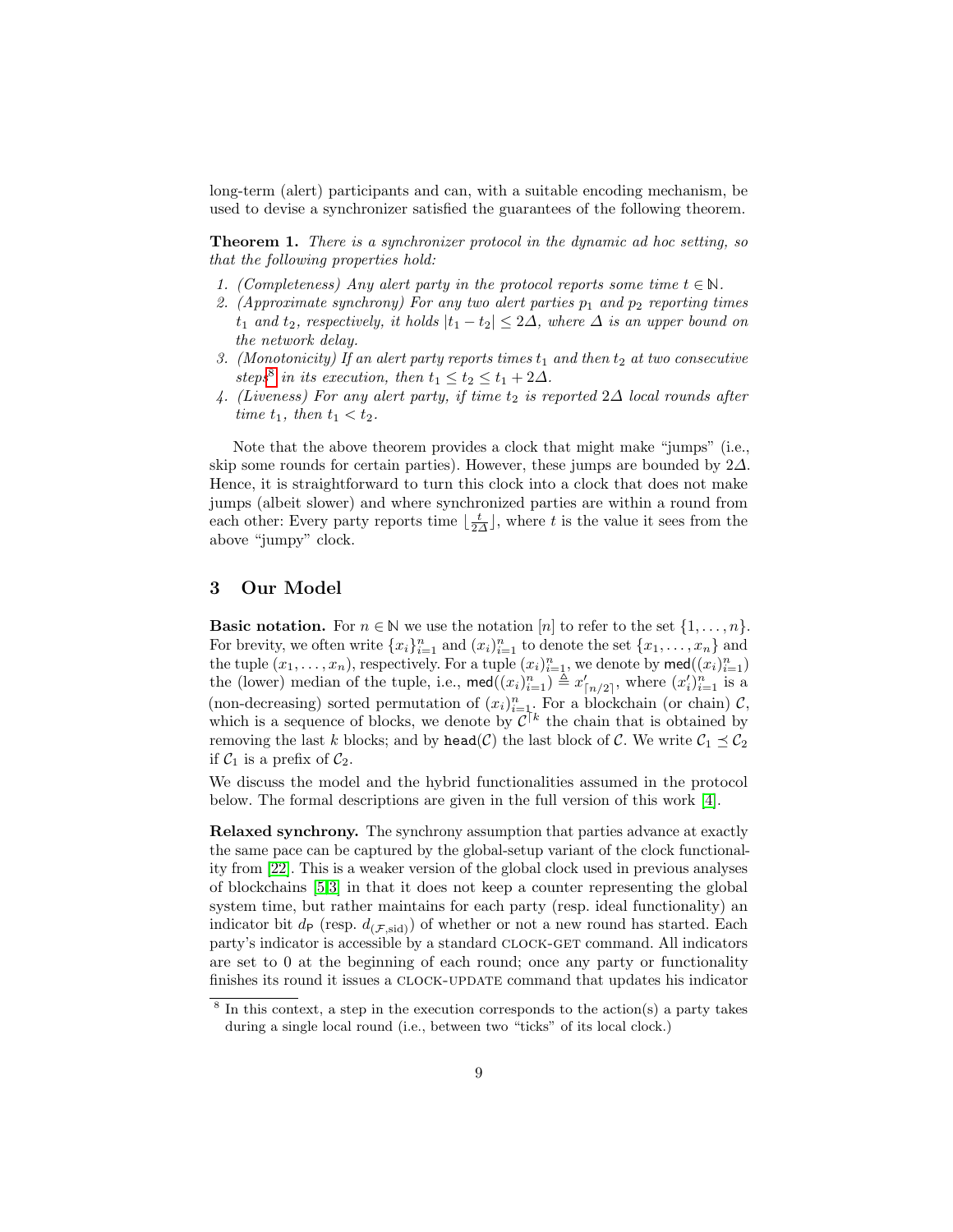long-term (alert) participants and can, with a suitable encoding mechanism, be used to devise a synchronizer satisfied the guarantees of the following theorem.

**Theorem 1.** *There is a synchronizer protocol in the dynamic ad hoc setting, so that the following properties hold:*

1. *(Completeness) Any alert party in the protocol reports some time $t \in \mathbb{N}$.*
2. *(Approximate synchrony) For any two alert parties $p_1$ and $p_2$ reporting times $t_1$ and $t_2$, respectively, it holds $|t_1 - t_2| \leq 2\Delta$, where $\Delta$ is an upper bound on the network delay.*
3. *(Monotonicity) If an alert party reports times $t_1$ and then $t_2$ at two consecutive steps[8] in its execution, then $t_1 \leq t_2 \leq t_1 + 2\Delta$.*
4. *(Liveness) For any alert party, if time $t_2$ is reported $2\Delta$ local rounds after time $t_1$, then $t_1 < t_2$.*

Note that the above theorem provides a clock that might make "jumps" (i.e., skip some rounds for certain parties). However, these jumps are bounded by $2\Delta$. Hence, it is straightforward to turn this clock into a clock that does not make jumps (albeit slower) and where synchronized parties are within a round from each other: Every party reports time $\lfloor \frac{t}{2\Delta} \rfloor$, where $t$ is the value it sees from the above "jumpy" clock.

## 3 Our Model

**Basic notation.** For $n \in \mathbb{N}$ we use the notation $[n]$ to refer to the set $\{1, \ldots, n\}$. For brevity, we often write $\{x_i\}_{i=1}^n$ and $(x_i)_{i=1}^n$ to denote the set $\{x_1, \ldots, x_n\}$ and the tuple $(x_1, \ldots, x_n)$, respectively. For a tuple $(x_i)_{i=1}^n$, we denote by $\mathsf{med}((x_i)_{i=1}^n)$ the (lower) median of the tuple, i.e., $\mathsf{med}((x_i)_{i=1}^n) \triangleq x'_{\lceil n/2 \rceil}$, where $(x'_i)_{i=1}^n$ is a (non-decreasing) sorted permutation of $(x_i)_{i=1}^n$. For a blockchain (or chain) $\mathcal{C}$, which is a sequence of blocks, we denote by $\mathcal{C}^{\lceil k}$ the chain that is obtained by removing the last $k$ blocks; and by $\mathtt{head}(\mathcal{C})$ the last block of $\mathcal{C}$. We write $\mathcal{C}_1 \preceq \mathcal{C}_2$ if $\mathcal{C}_1$ is a prefix of $\mathcal{C}_2$.

We discuss the model and the hybrid functionalities assumed in the protocol below. The formal descriptions are given in the full version of this work [4].

**Relaxed synchrony.** The synchrony assumption that parties advance at exactly the same pace can be captured by the global-setup variant of the clock functionality from [22]. This is a weaker version of the global clock used in previous analyses of blockchains [5,3] in that it does not keep a counter representing the global system time, but rather maintains for each party (resp. ideal functionality) an indicator bit $d_{\mathsf{P}}$ (resp. $d_{(\mathcal{F},\text{sid})}$) of whether or not a new round has started. Each party's indicator is accessible by a standard CLOCK-GET command. All indicators are set to 0 at the beginning of each round; once any party or functionality finishes its round it issues a CLOCK-UPDATE command that updates his indicator

[8] In this context, a step in the execution corresponds to the action(s) a party takes during a single local round (i.e., between two "ticks" of its local clock.)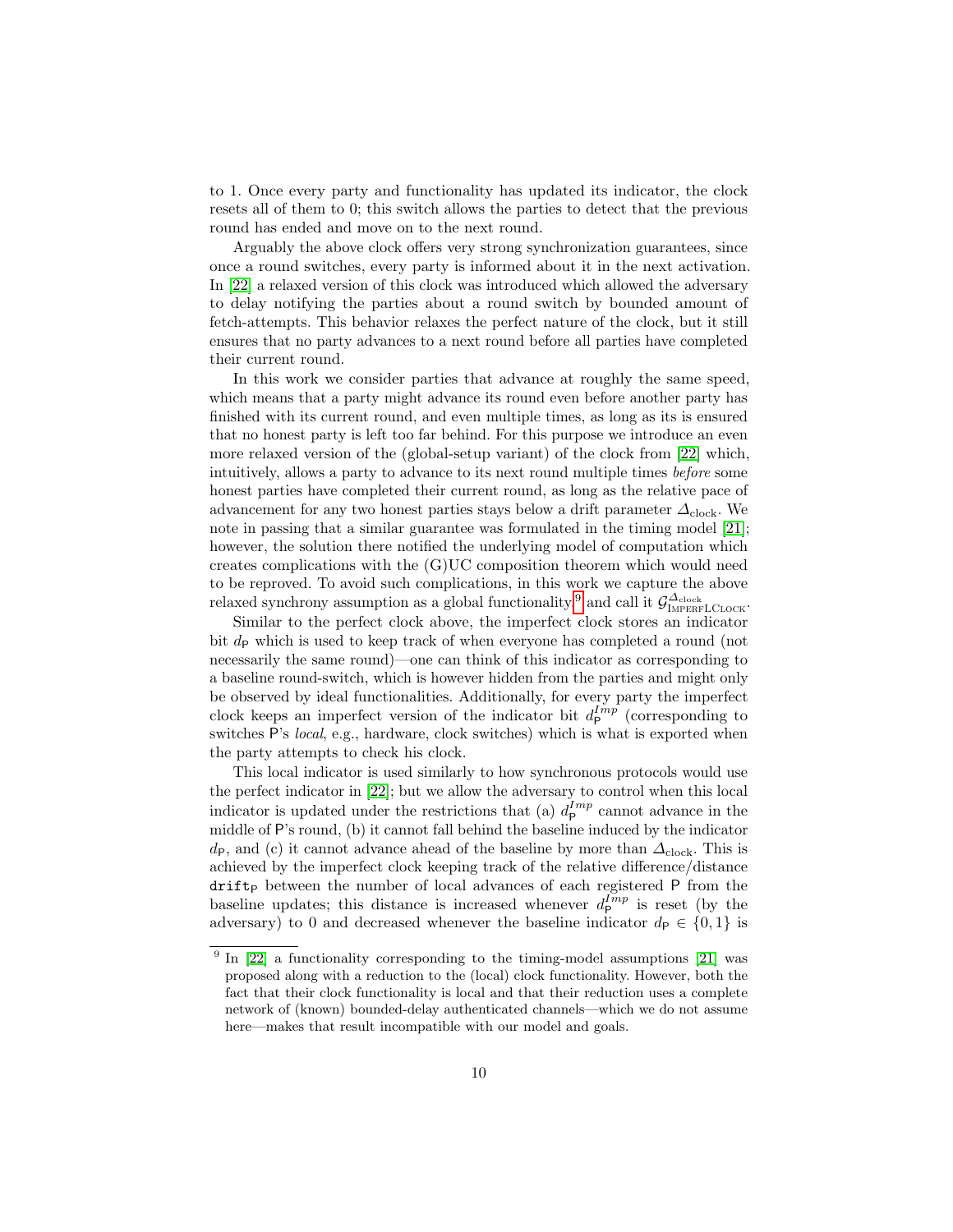to 1. Once every party and functionality has updated its indicator, the clock resets all of them to 0; this switch allows the parties to detect that the previous round has ended and move on to the next round.

Arguably the above clock offers very strong synchronization guarantees, since once a round switches, every party is informed about it in the next activation. In [22] a relaxed version of this clock was introduced which allowed the adversary to delay notifying the parties about a round switch by bounded amount of fetch-attempts. This behavior relaxes the perfect nature of the clock, but it still ensures that no party advances to a next round before all parties have completed their current round.

In this work we consider parties that advance at roughly the same speed, which means that a party might advance its round even before another party has finished with its current round, and even multiple times, as long as its is ensured that no honest party is left too far behind. For this purpose we introduce an even more relaxed version of the (global-setup variant) of the clock from [22] which, intuitively, allows a party to advance to its next round multiple times *before* some honest parties have completed their current round, as long as the relative pace of advancement for any two honest parties stays below a drift parameter $\Delta_{\text{clock}}$. We note in passing that a similar guarantee was formulated in the timing model [21]; however, the solution there notified the underlying model of computation which creates complications with the (G)UC composition theorem which would need to be reproved. To avoid such complications, in this work we capture the above relaxed synchrony assumption as a global functionality[9] and call it $\mathcal{G}_{\text{ImperfLClock}}^{\Delta_{\text{clock}}}$.

Similar to the perfect clock above, the imperfect clock stores an indicator bit $d_{\mathsf{P}}$ which is used to keep track of when everyone has completed a round (not necessarily the same round)—one can think of this indicator as corresponding to a baseline round-switch, which is however hidden from the parties and might only be observed by ideal functionalities. Additionally, for every party the imperfect clock keeps an imperfect version of the indicator bit $d_{\mathsf{P}}^{Imp}$ (corresponding to switches P's *local*, e.g., hardware, clock switches) which is what is exported when the party attempts to check his clock.

This local indicator is used similarly to how synchronous protocols would use the perfect indicator in [22]; but we allow the adversary to control when this local indicator is updated under the restrictions that (a) $d_{\mathsf{P}}^{Imp}$ cannot advance in the middle of P's round, (b) it cannot fall behind the baseline induced by the indicator $d_{\mathsf{P}}$, and (c) it cannot advance ahead of the baseline by more than $\Delta_{\text{clock}}$. This is achieved by the imperfect clock keeping track of the relative difference/distance $\mathtt{drift}_{\mathsf{P}}$ between the number of local advances of each registered P from the baseline updates; this distance is increased whenever $d_{\mathsf{P}}^{Imp}$ is reset (by the adversary) to 0 and decreased whenever the baseline indicator $d_{\mathsf{P}} \in \{0, 1\}$ is

[9] In [22] a functionality corresponding to the timing-model assumptions [21] was proposed along with a reduction to the (local) clock functionality. However, both the fact that their clock functionality is local and that their reduction uses a complete network of (known) bounded-delay authenticated channels—which we do not assume here—makes that result incompatible with our model and goals.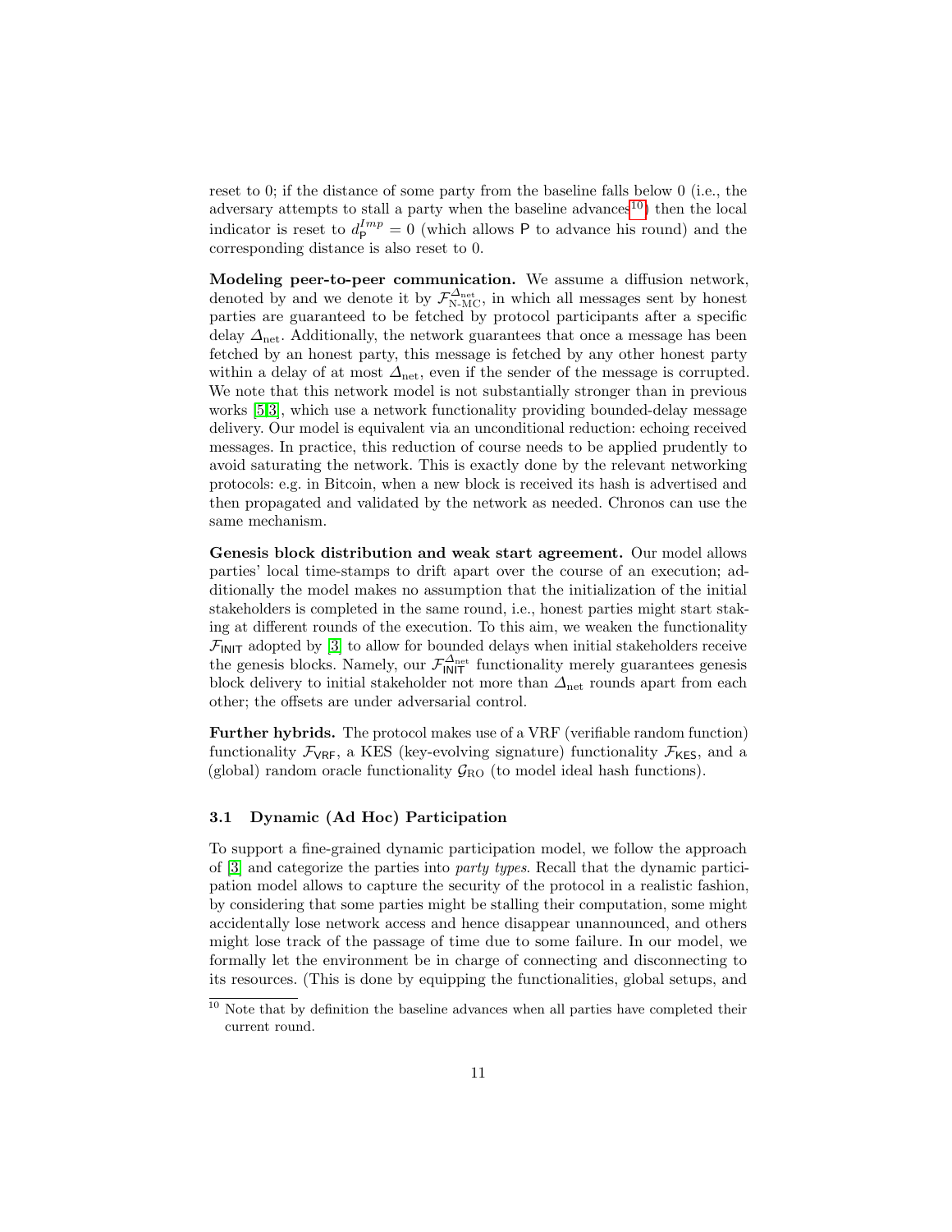reset to 0; if the distance of some party from the baseline falls below 0 (i.e., the adversary attempts to stall a party when the baseline advances[10]) then the local indicator is reset to $d_{\mathsf{P}}^{Imp} = 0$ (which allows $\mathsf{P}$ to advance his round) and the corresponding distance is also reset to 0.

**Modeling peer-to-peer communication.** We assume a diffusion network, denoted by and we denote it by $\mathcal{F}_{\text{N-MC}}^{\Delta_{\text{net}}}$, in which all messages sent by honest parties are guaranteed to be fetched by protocol participants after a specific delay $\Delta_{\text{net}}$. Additionally, the network guarantees that once a message has been fetched by an honest party, this message is fetched by any other honest party within a delay of at most $\Delta_{\text{net}}$, even if the sender of the message is corrupted. We note that this network model is not substantially stronger than in previous works [5,3], which use a network functionality providing bounded-delay message delivery. Our model is equivalent via an unconditional reduction: echoing received messages. In practice, this reduction of course needs to be applied prudently to avoid saturating the network. This is exactly done by the relevant networking protocols: e.g. in Bitcoin, when a new block is received its hash is advertised and then propagated and validated by the network as needed. Chronos can use the same mechanism.

**Genesis block distribution and weak start agreement.** Our model allows parties' local time-stamps to drift apart over the course of an execution; additionally the model makes no assumption that the initialization of the initial stakeholders is completed in the same round, i.e., honest parties might start staking at different rounds of the execution. To this aim, we weaken the functionality $\mathcal{F}_{\mathsf{INIT}}$ adopted by [3] to allow for bounded delays when initial stakeholders receive the genesis blocks. Namely, our $\mathcal{F}_{\mathsf{INIT}}^{\Delta_{\text{net}}}$ functionality merely guarantees genesis block delivery to initial stakeholder not more than $\Delta_{\text{net}}$ rounds apart from each other; the offsets are under adversarial control.

**Further hybrids.** The protocol makes use of a VRF (verifiable random function) functionality $\mathcal{F}_{\mathsf{VRF}}$, a KES (key-evolving signature) functionality $\mathcal{F}_{\mathsf{KES}}$, and a (global) random oracle functionality $\mathcal{G}_{\text{RO}}$ (to model ideal hash functions).

### 3.1 Dynamic (Ad Hoc) Participation

To support a fine-grained dynamic participation model, we follow the approach of [3] and categorize the parties into *party types*. Recall that the dynamic participation model allows to capture the security of the protocol in a realistic fashion, by considering that some parties might be stalling their computation, some might accidentally lose network access and hence disappear unannounced, and others might lose track of the passage of time due to some failure. In our model, we formally let the environment be in charge of connecting and disconnecting to its resources. (This is done by equipping the functionalities, global setups, and

[10] Note that by definition the baseline advances when all parties have completed their current round.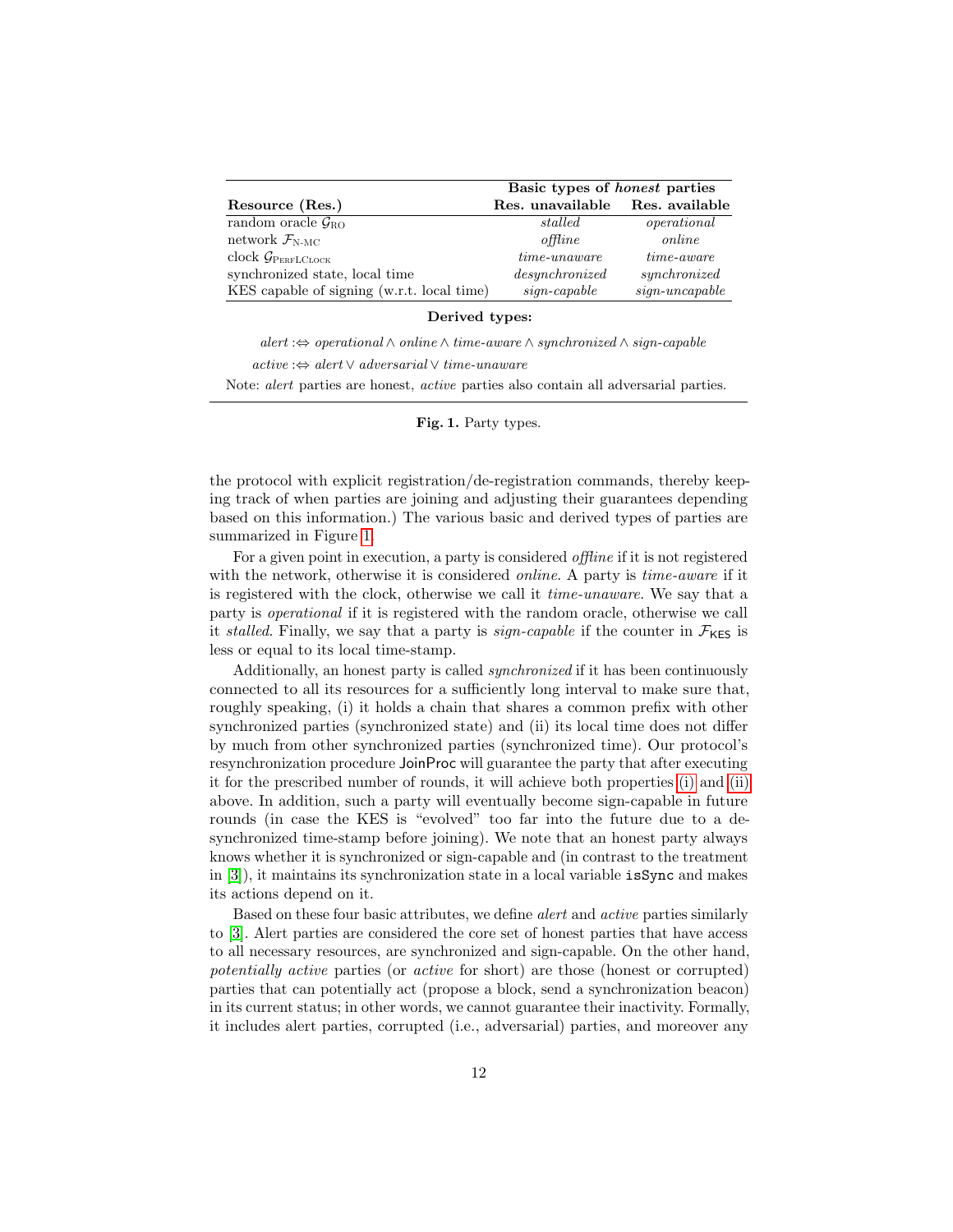| | Basic types of *honest* parties | |
|---|---|---|
| **Resource (Res.)** | **Res. unavailable** | **Res. available** |
| random oracle $\mathcal{G}_{\text{RO}}$ | *stalled* | *operational* |
| network $\mathcal{F}_{\text{N-MC}}$ | *offline* | *online* |
| clock $\mathcal{G}_{\text{PerfLClock}}$ | *time-unaware* | *time-aware* |
| synchronized state, local time | *desynchronized* | *synchronized* |
| KES capable of signing (w.r.t. local time) | *sign-capable* | *sign-uncapable* |

**Derived types:**

*alert* $:\Leftrightarrow$ *operational* $\wedge$ *online* $\wedge$ *time-aware* $\wedge$ *synchronized* $\wedge$ *sign-capable*

*active* $:\Leftrightarrow$ *alert* $\vee$ *adversarial* $\vee$ *time-unaware*

Note: *alert* parties are honest, *active* parties also contain all adversarial parties.

**Fig. 1.** Party types.

the protocol with explicit registration/de-registration commands, thereby keeping track of when parties are joining and adjusting their guarantees depending based on this information.) The various basic and derived types of parties are summarized in Figure 1.

For a given point in execution, a party is considered *offline* if it is not registered with the network, otherwise it is considered *online*. A party is *time-aware* if it is registered with the clock, otherwise we call it *time-unaware*. We say that a party is *operational* if it is registered with the random oracle, otherwise we call it *stalled*. Finally, we say that a party is *sign-capable* if the counter in $\mathcal{F}_{\mathsf{KES}}$ is less or equal to its local time-stamp.

Additionally, an honest party is called *synchronized* if it has been continuously connected to all its resources for a sufficiently long interval to make sure that, roughly speaking, (i) it holds a chain that shares a common prefix with other synchronized parties (synchronized state) and (ii) its local time does not differ by much from other synchronized parties (synchronized time). Our protocol's resynchronization procedure JoinProc will guarantee the party that after executing it for the prescribed number of rounds, it will achieve both properties (i) and (ii) above. In addition, such a party will eventually become sign-capable in future rounds (in case the KES is "evolved" too far into the future due to a desynchronized time-stamp before joining). We note that an honest party always knows whether it is synchronized or sign-capable and (in contrast to the treatment in [3]), it maintains its synchronization state in a local variable `isSync` and makes its actions depend on it.

Based on these four basic attributes, we define *alert* and *active* parties similarly to [3]. Alert parties are considered the core set of honest parties that have access to all necessary resources, are synchronized and sign-capable. On the other hand, *potentially active* parties (or *active* for short) are those (honest or corrupted) parties that can potentially act (propose a block, send a synchronization beacon) in its current status; in other words, we cannot guarantee their inactivity. Formally, it includes alert parties, corrupted (i.e., adversarial) parties, and moreover any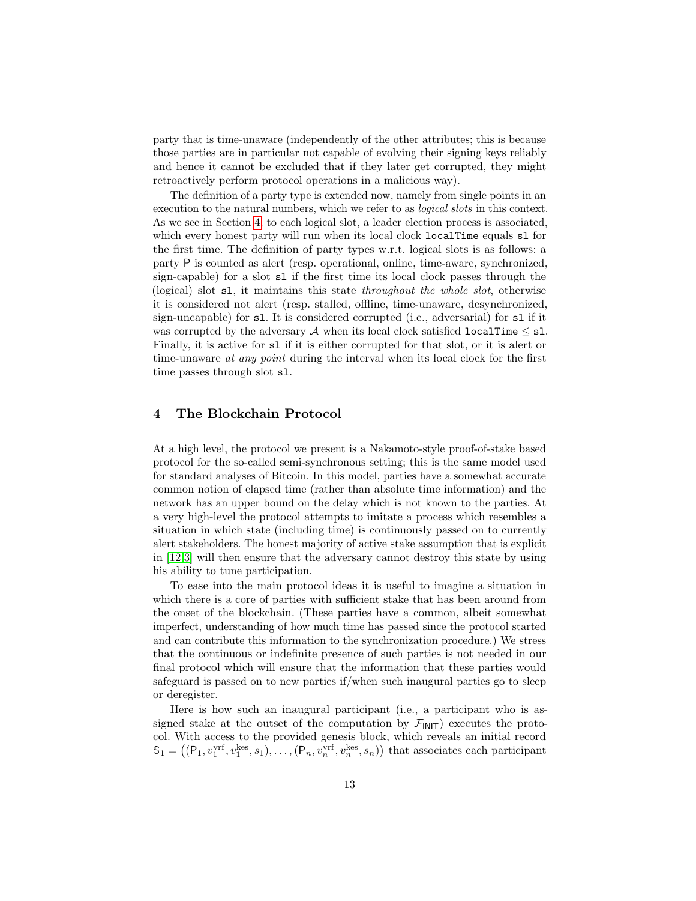party that is time-unaware (independently of the other attributes; this is because those parties are in particular not capable of evolving their signing keys reliably and hence it cannot be excluded that if they later get corrupted, they might retroactively perform protocol operations in a malicious way).

The definition of a party type is extended now, namely from single points in an execution to the natural numbers, which we refer to as *logical slots* in this context. As we see in Section 4, to each logical slot, a leader election process is associated, which every honest party will run when its local clock `localTime` equals `sl` for the first time. The definition of party types w.r.t. logical slots is as follows: a party P is counted as alert (resp. operational, online, time-aware, synchronized, sign-capable) for a slot `sl` if the first time its local clock passes through the (logical) slot `sl`, it maintains this state *throughout the whole slot*, otherwise it is considered not alert (resp. stalled, offline, time-unaware, desynchronized, sign-uncapable) for `sl`. It is considered corrupted (i.e., adversarial) for `sl` if it was corrupted by the adversary $\mathcal{A}$ when its local clock satisfied `localTime` $\leq$ `sl`. Finally, it is active for `sl` if it is either corrupted for that slot, or it is alert or time-unaware *at any point* during the interval when its local clock for the first time passes through slot `sl`.

## 4 The Blockchain Protocol

At a high level, the protocol we present is a Nakamoto-style proof-of-stake based protocol for the so-called semi-synchronous setting; this is the same model used for standard analyses of Bitcoin. In this model, parties have a somewhat accurate common notion of elapsed time (rather than absolute time information) and the network has an upper bound on the delay which is not known to the parties. At a very high-level the protocol attempts to imitate a process which resembles a situation in which state (including time) is continuously passed on to currently alert stakeholders. The honest majority of active stake assumption that is explicit in [12,3] will then ensure that the adversary cannot destroy this state by using his ability to tune participation.

To ease into the main protocol ideas it is useful to imagine a situation in which there is a core of parties with sufficient stake that has been around from the onset of the blockchain. (These parties have a common, albeit somewhat imperfect, understanding of how much time has passed since the protocol started and can contribute this information to the synchronization procedure.) We stress that the continuous or indefinite presence of such parties is not needed in our final protocol which will ensure that the information that these parties would safeguard is passed on to new parties if/when such inaugural parties go to sleep or deregister.

Here is how such an inaugural participant (i.e., a participant who is assigned stake at the outset of the computation by $\mathcal{F}_{\mathsf{INIT}}$) executes the protocol. With access to the provided genesis block, which reveals an initial record $\mathbb{S}_1 = \left((\mathsf{P}_1, v_1^{\mathrm{vrf}}, v_1^{\mathrm{kes}}, s_1), \ldots, (\mathsf{P}_n, v_n^{\mathrm{vrf}}, v_n^{\mathrm{kes}}, s_n)\right)$ that associates each participant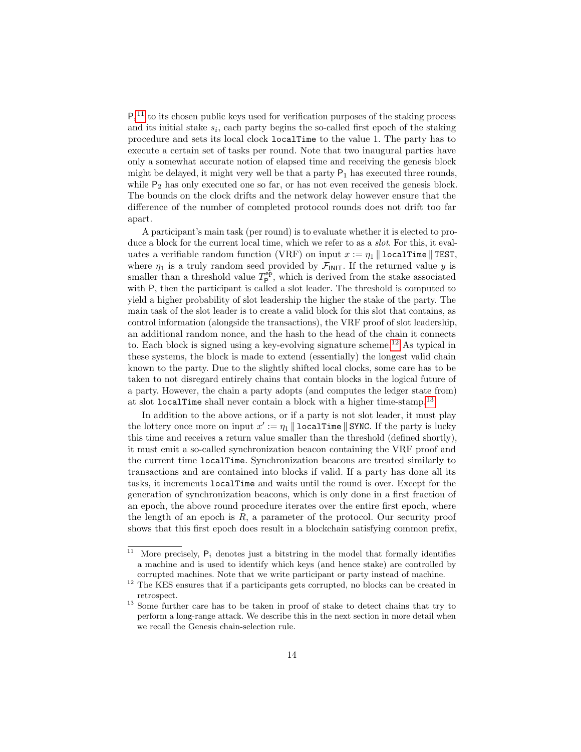$\mathsf{P}_i$[11] to its chosen public keys used for verification purposes of the staking process and its initial stake $s_i$, each party begins the so-called first epoch of the staking procedure and sets its local clock `localTime` to the value 1. The party has to execute a certain set of tasks per round. Note that two inaugural parties have only a somewhat accurate notion of elapsed time and receiving the genesis block might be delayed, it might very well be that a party $\mathsf{P}_1$ has executed three rounds, while $\mathsf{P}_2$ has only executed one so far, or has not even received the genesis block. The bounds on the clock drifts and the network delay however ensure that the difference of the number of completed protocol rounds does not drift too far apart.

A participant's main task (per round) is to evaluate whether it is elected to produce a block for the current local time, which we refer to as a *slot*. For this, it evaluates a verifiable random function (VRF) on input $x := \eta_1 \,\|\, \texttt{localTime} \,\|\, \texttt{TEST}$, where $\eta_1$ is a truly random seed provided by $\mathcal{F}_{\mathsf{INIT}}$. If the returned value $y$ is smaller than a threshold value $T_{\mathsf{P}}^{\mathsf{ep}}$, which is derived from the stake associated with $\mathsf{P}$, then the participant is called a slot leader. The threshold is computed to yield a higher probability of slot leadership the higher the stake of the party. The main task of the slot leader is to create a valid block for this slot that contains, as control information (alongside the transactions), the VRF proof of slot leadership, an additional random nonce, and the hash to the head of the chain it connects to. Each block is signed using a key-evolving signature scheme.[12] As typical in these systems, the block is made to extend (essentially) the longest valid chain known to the party. Due to the slightly shifted local clocks, some care has to be taken to not disregard entirely chains that contain blocks in the logical future of a party. However, the chain a party adopts (and computes the ledger state from) at slot `localTime` shall never contain a block with a higher time-stamp.[13]

In addition to the above actions, or if a party is not slot leader, it must play the lottery once more on input $x' := \eta_1 \,\|\, \texttt{localTime} \,\|\, \texttt{SYNC}$. If the party is lucky this time and receives a return value smaller than the threshold (defined shortly), it must emit a so-called synchronization beacon containing the VRF proof and the current time `localTime`. Synchronization beacons are treated similarly to transactions and are contained into blocks if valid. If a party has done all its tasks, it increments `localTime` and waits until the round is over. Except for the generation of synchronization beacons, which is only done in a first fraction of an epoch, the above round procedure iterates over the entire first epoch, where the length of an epoch is $R$, a parameter of the protocol. Our security proof shows that this first epoch does result in a blockchain satisfying common prefix,

[11] More precisely, $\mathsf{P}_i$ denotes just a bitstring in the model that formally identifies a machine and is used to identify which keys (and hence stake) are controlled by corrupted machines. Note that we write participant or party instead of machine.

[12] The KES ensures that if a participants gets corrupted, no blocks can be created in retrospect.

[13] Some further care has to be taken in proof of stake to detect chains that try to perform a long-range attack. We describe this in the next section in more detail when we recall the Genesis chain-selection rule.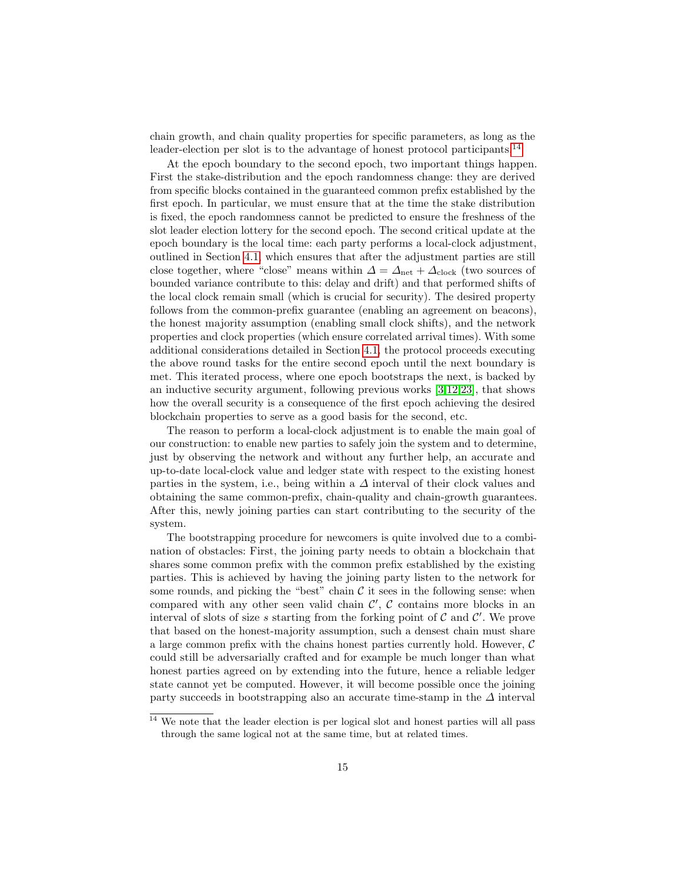chain growth, and chain quality properties for specific parameters, as long as the leader-election per slot is to the advantage of honest protocol participants.[14]

At the epoch boundary to the second epoch, two important things happen. First the stake-distribution and the epoch randomness change: they are derived from specific blocks contained in the guaranteed common prefix established by the first epoch. In particular, we must ensure that at the time the stake distribution is fixed, the epoch randomness cannot be predicted to ensure the freshness of the slot leader election lottery for the second epoch. The second critical update at the epoch boundary is the local time: each party performs a local-clock adjustment, outlined in Section 4.1, which ensures that after the adjustment parties are still close together, where "close" means within $\Delta = \Delta_{\mathrm{net}} + \Delta_{\mathrm{clock}}$ (two sources of bounded variance contribute to this: delay and drift) and that performed shifts of the local clock remain small (which is crucial for security). The desired property follows from the common-prefix guarantee (enabling an agreement on beacons), the honest majority assumption (enabling small clock shifts), and the network properties and clock properties (which ensure correlated arrival times). With some additional considerations detailed in Section 4.1, the protocol proceeds executing the above round tasks for the entire second epoch until the next boundary is met. This iterated process, where one epoch bootstraps the next, is backed by an inductive security argument, following previous works [3,12,23], that shows how the overall security is a consequence of the first epoch achieving the desired blockchain properties to serve as a good basis for the second, etc.

The reason to perform a local-clock adjustment is to enable the main goal of our construction: to enable new parties to safely join the system and to determine, just by observing the network and without any further help, an accurate and up-to-date local-clock value and ledger state with respect to the existing honest parties in the system, i.e., being within a $\Delta$ interval of their clock values and obtaining the same common-prefix, chain-quality and chain-growth guarantees. After this, newly joining parties can start contributing to the security of the system.

The bootstrapping procedure for newcomers is quite involved due to a combination of obstacles: First, the joining party needs to obtain a blockchain that shares some common prefix with the common prefix established by the existing parties. This is achieved by having the joining party listen to the network for some rounds, and picking the "best" chain $\mathcal{C}$ it sees in the following sense: when compared with any other seen valid chain $\mathcal{C}'$, $\mathcal{C}$ contains more blocks in an interval of slots of size $s$ starting from the forking point of $\mathcal{C}$ and $\mathcal{C}'$. We prove that based on the honest-majority assumption, such a densest chain must share a large common prefix with the chains honest parties currently hold. However, $\mathcal{C}$ could still be adversarially crafted and for example be much longer than what honest parties agreed on by extending into the future, hence a reliable ledger state cannot yet be computed. However, it will become possible once the joining party succeeds in bootstrapping also an accurate time-stamp in the $\Delta$ interval

[14] We note that the leader election is per logical slot and honest parties will all pass through the same logical not at the same time, but at related times.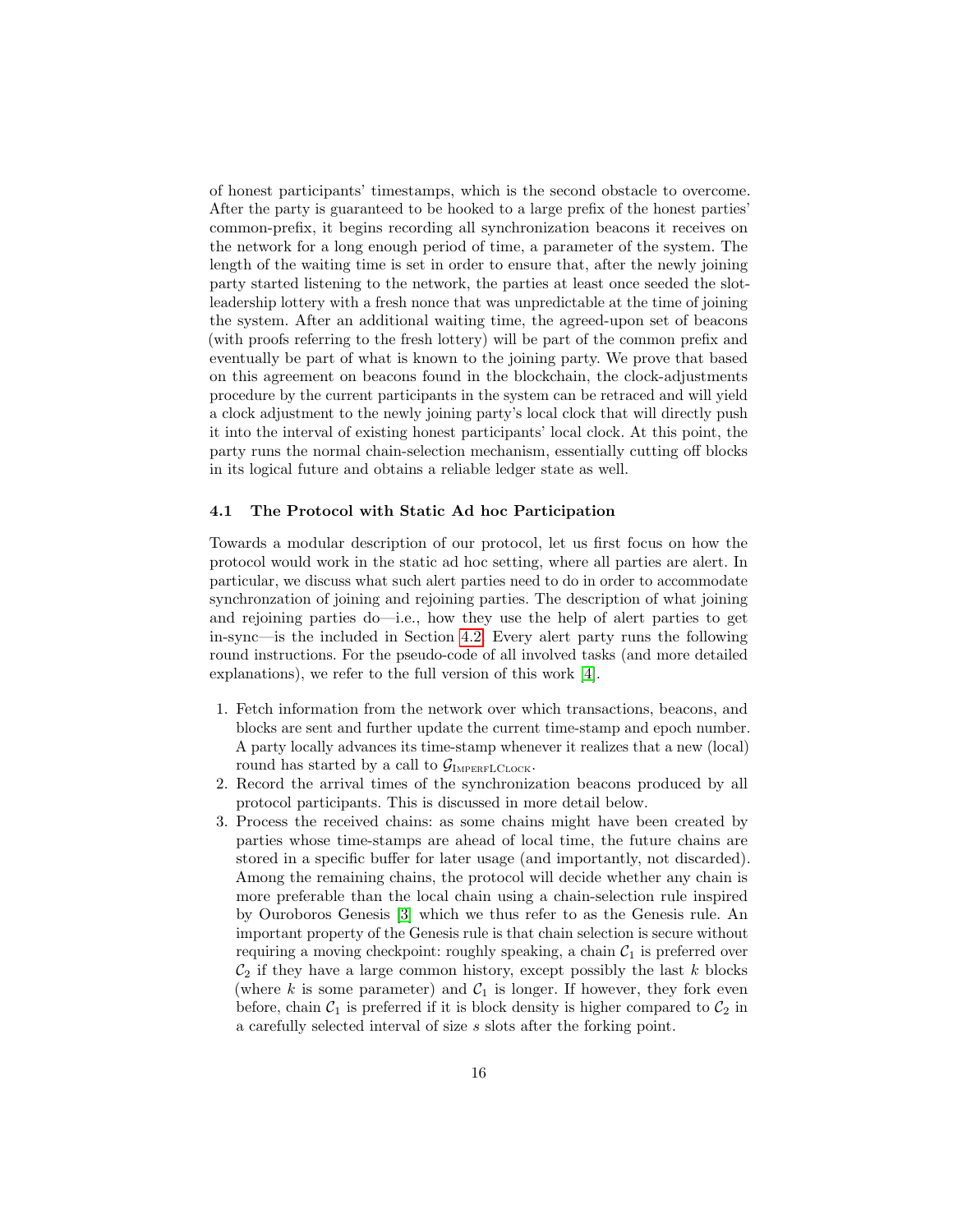of honest participants' timestamps, which is the second obstacle to overcome. After the party is guaranteed to be hooked to a large prefix of the honest parties' common-prefix, it begins recording all synchronization beacons it receives on the network for a long enough period of time, a parameter of the system. The length of the waiting time is set in order to ensure that, after the newly joining party started listening to the network, the parties at least once seeded the slot-leadership lottery with a fresh nonce that was unpredictable at the time of joining the system. After an additional waiting time, the agreed-upon set of beacons (with proofs referring to the fresh lottery) will be part of the common prefix and eventually be part of what is known to the joining party. We prove that based on this agreement on beacons found in the blockchain, the clock-adjustments procedure by the current participants in the system can be retraced and will yield a clock adjustment to the newly joining party's local clock that will directly push it into the interval of existing honest participants' local clock. At this point, the party runs the normal chain-selection mechanism, essentially cutting off blocks in its logical future and obtains a reliable ledger state as well.

### 4.1 The Protocol with Static Ad hoc Participation

Towards a modular description of our protocol, let us first focus on how the protocol would work in the static ad hoc setting, where all parties are alert. In particular, we discuss what such alert parties need to do in order to accommodate synchronzation of joining and rejoining parties. The description of what joining and rejoining parties do—i.e., how they use the help of alert parties to get in-sync—is the included in Section 4.2. Every alert party runs the following round instructions. For the pseudo-code of all involved tasks (and more detailed explanations), we refer to the full version of this work [4].

1. Fetch information from the network over which transactions, beacons, and blocks are sent and further update the current time-stamp and epoch number. A party locally advances its time-stamp whenever it realizes that a new (local) round has started by a call to $\mathcal{G}_{\text{ImperfLClock}}$.
2. Record the arrival times of the synchronization beacons produced by all protocol participants. This is discussed in more detail below.
3. Process the received chains: as some chains might have been created by parties whose time-stamps are ahead of local time, the future chains are stored in a specific buffer for later usage (and importantly, not discarded). Among the remaining chains, the protocol will decide whether any chain is more preferable than the local chain using a chain-selection rule inspired by Ouroboros Genesis [3] which we thus refer to as the Genesis rule. An important property of the Genesis rule is that chain selection is secure without requiring a moving checkpoint: roughly speaking, a chain $\mathcal{C}_1$ is preferred over $\mathcal{C}_2$ if they have a large common history, except possibly the last $k$ blocks (where $k$ is some parameter) and $\mathcal{C}_1$ is longer. If however, they fork even before, chain $\mathcal{C}_1$ is preferred if it is block density is higher compared to $\mathcal{C}_2$ in a carefully selected interval of size $s$ slots after the forking point.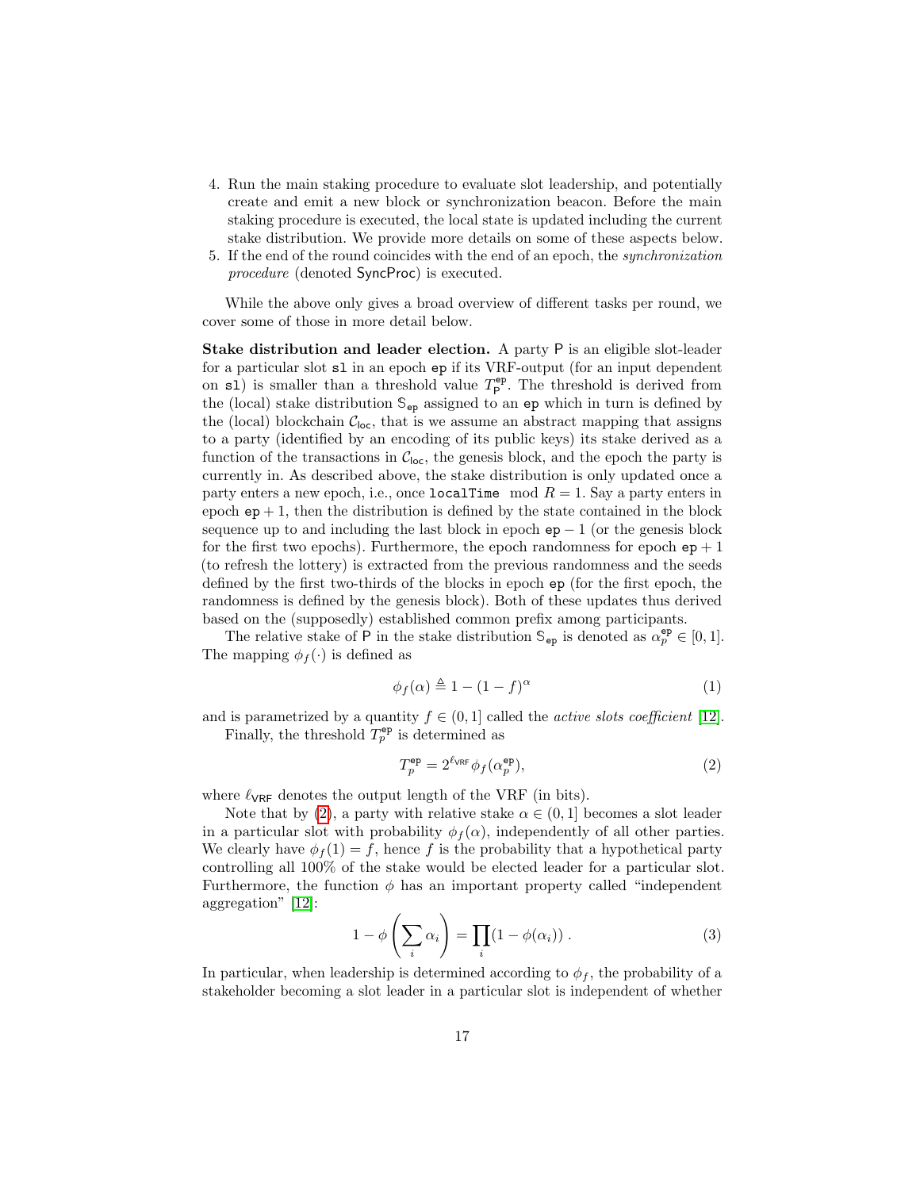4. Run the main staking procedure to evaluate slot leadership, and potentially create and emit a new block or synchronization beacon. Before the main staking procedure is executed, the local state is updated including the current stake distribution. We provide more details on some of these aspects below.
5. If the end of the round coincides with the end of an epoch, the *synchronization procedure* (denoted $\mathsf{SyncProc}$) is executed.

While the above only gives a broad overview of different tasks per round, we cover some of those in more detail below.

**Stake distribution and leader election.** A party $\mathsf{P}$ is an eligible slot-leader for a particular slot $\mathtt{sl}$ in an epoch $\mathtt{ep}$ if its VRF-output (for an input dependent on $\mathtt{sl}$) is smaller than a threshold value $T_{\mathsf{P}}^{\mathtt{ep}}$. The threshold is derived from the (local) stake distribution $\mathbb{S}_{\mathtt{ep}}$ assigned to an $\mathtt{ep}$ which in turn is defined by the (local) blockchain $\mathcal{C}_{\mathsf{loc}}$, that is we assume an abstract mapping that assigns to a party (identified by an encoding of its public keys) its stake derived as a function of the transactions in $\mathcal{C}_{\mathsf{loc}}$, the genesis block, and the epoch the party is currently in. As described above, the stake distribution is only updated once a party enters a new epoch, i.e., once $\mathtt{localTime} \mod R = 1$. Say a party enters in epoch $\mathtt{ep}+1$, then the distribution is defined by the state contained in the block sequence up to and including the last block in epoch $\mathtt{ep}-1$ (or the genesis block for the first two epochs). Furthermore, the epoch randomness for epoch $\mathtt{ep}+1$ (to refresh the lottery) is extracted from the previous randomness and the seeds defined by the first two-thirds of the blocks in epoch $\mathtt{ep}$ (for the first epoch, the randomness is defined by the genesis block). Both of these updates thus derived based on the (supposedly) established common prefix among participants.

The relative stake of $\mathsf{P}$ in the stake distribution $\mathbb{S}_{\mathtt{ep}}$ is denoted as $\alpha_p^{\mathtt{ep}} \in [0,1]$. The mapping $\phi_f(\cdot)$ is defined as

$$\phi_f(\alpha) \triangleq 1 - (1-f)^{\alpha} \tag{1}$$

and is parametrized by a quantity $f \in (0,1]$ called the *active slots coefficient* [12].

Finally, the threshold $T_p^{\mathtt{ep}}$ is determined as

$$T_p^{\mathtt{ep}} = 2^{\ell_{\mathsf{VRF}}} \phi_f(\alpha_p^{\mathtt{ep}}), \tag{2}$$

where $\ell_{\mathsf{VRF}}$ denotes the output length of the VRF (in bits).

Note that by (2), a party with relative stake $\alpha \in (0,1]$ becomes a slot leader in a particular slot with probability $\phi_f(\alpha)$, independently of all other parties. We clearly have $\phi_f(1) = f$, hence $f$ is the probability that a hypothetical party controlling all 100% of the stake would be elected leader for a particular slot. Furthermore, the function $\phi$ has an important property called "independent aggregation" [12]:

$$1 - \phi\left(\sum_i \alpha_i\right) = \prod_i (1 - \phi(\alpha_i)) \,. \tag{3}$$

In particular, when leadership is determined according to $\phi_f$, the probability of a stakeholder becoming a slot leader in a particular slot is independent of whether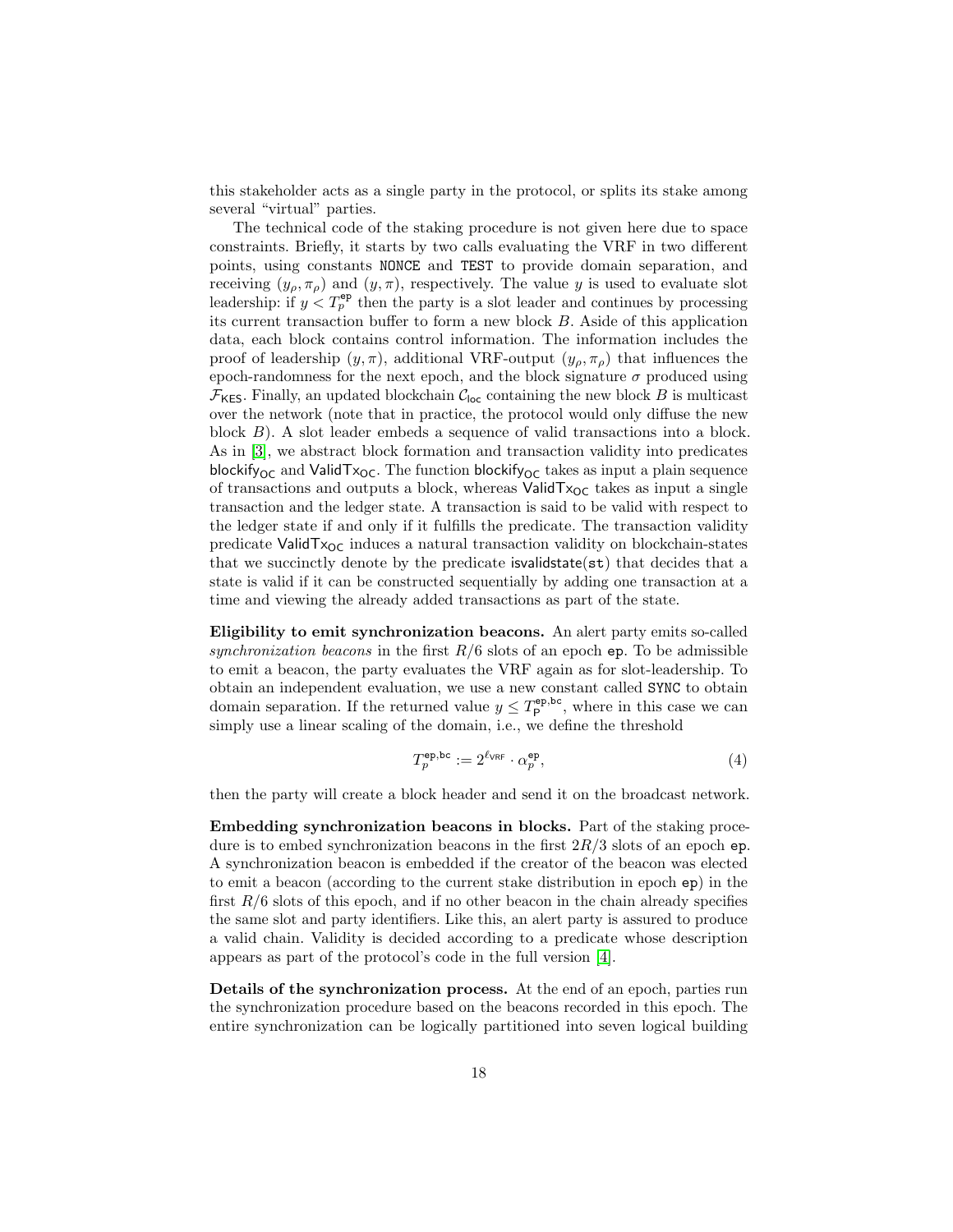this stakeholder acts as a single party in the protocol, or splits its stake among several "virtual" parties.

The technical code of the staking procedure is not given here due to space constraints. Briefly, it starts by two calls evaluating the VRF in two different points, using constants `NONCE` and `TEST` to provide domain separation, and receiving $(y_\rho, \pi_\rho)$ and $(y, \pi)$, respectively. The value $y$ is used to evaluate slot leadership: if $y < T_p^{\mathsf{ep}}$ then the party is a slot leader and continues by processing its current transaction buffer to form a new block $B$. Aside of this application data, each block contains control information. The information includes the proof of leadership $(y, \pi)$, additional VRF-output $(y_\rho, \pi_\rho)$ that influences the epoch-randomness for the next epoch, and the block signature $\sigma$ produced using $\mathcal{F}_{\mathsf{KES}}$. Finally, an updated blockchain $\mathcal{C}_{\mathsf{loc}}$ containing the new block $B$ is multicast over the network (note that in practice, the protocol would only diffuse the new block $B$). A slot leader embeds a sequence of valid transactions into a block. As in [3], we abstract block formation and transaction validity into predicates $\mathsf{blockify}_{\mathsf{OC}}$ and $\mathsf{ValidTx}_{\mathsf{OC}}$. The function $\mathsf{blockify}_{\mathsf{OC}}$ takes as input a plain sequence of transactions and outputs a block, whereas $\mathsf{ValidTx}_{\mathsf{OC}}$ takes as input a single transaction and the ledger state. A transaction is said to be valid with respect to the ledger state if and only if it fulfills the predicate. The transaction validity predicate $\mathsf{ValidTx}_{\mathsf{OC}}$ induces a natural transaction validity on blockchain-states that we succinctly denote by the predicate $\mathsf{isvalidstate}(\mathtt{st})$ that decides that a state is valid if it can be constructed sequentially by adding one transaction at a time and viewing the already added transactions as part of the state.

**Eligibility to emit synchronization beacons.** An alert party emits so-called *synchronization beacons* in the first $R/6$ slots of an epoch $\mathtt{ep}$. To be admissible to emit a beacon, the party evaluates the VRF again as for slot-leadership. To obtain an independent evaluation, we use a new constant called `SYNC` to obtain domain separation. If the returned value $y \leq T_{\mathsf{P}}^{\mathtt{ep},\mathsf{bc}}$, where in this case we can simply use a linear scaling of the domain, i.e., we define the threshold

$$T_p^{\mathtt{ep},\mathsf{bc}} := 2^{\ell_{\mathsf{VRF}}} \cdot \alpha_p^{\mathtt{ep}}, \tag{4}$$

then the party will create a block header and send it on the broadcast network.

**Embedding synchronization beacons in blocks.** Part of the staking procedure is to embed synchronization beacons in the first $2R/3$ slots of an epoch $\mathtt{ep}$. A synchronization beacon is embedded if the creator of the beacon was elected to emit a beacon (according to the current stake distribution in epoch $\mathtt{ep}$) in the first $R/6$ slots of this epoch, and if no other beacon in the chain already specifies the same slot and party identifiers. Like this, an alert party is assured to produce a valid chain. Validity is decided according to a predicate whose description appears as part of the protocol's code in the full version [4].

**Details of the synchronization process.** At the end of an epoch, parties run the synchronization procedure based on the beacons recorded in this epoch. The entire synchronization can be logically partitioned into seven logical building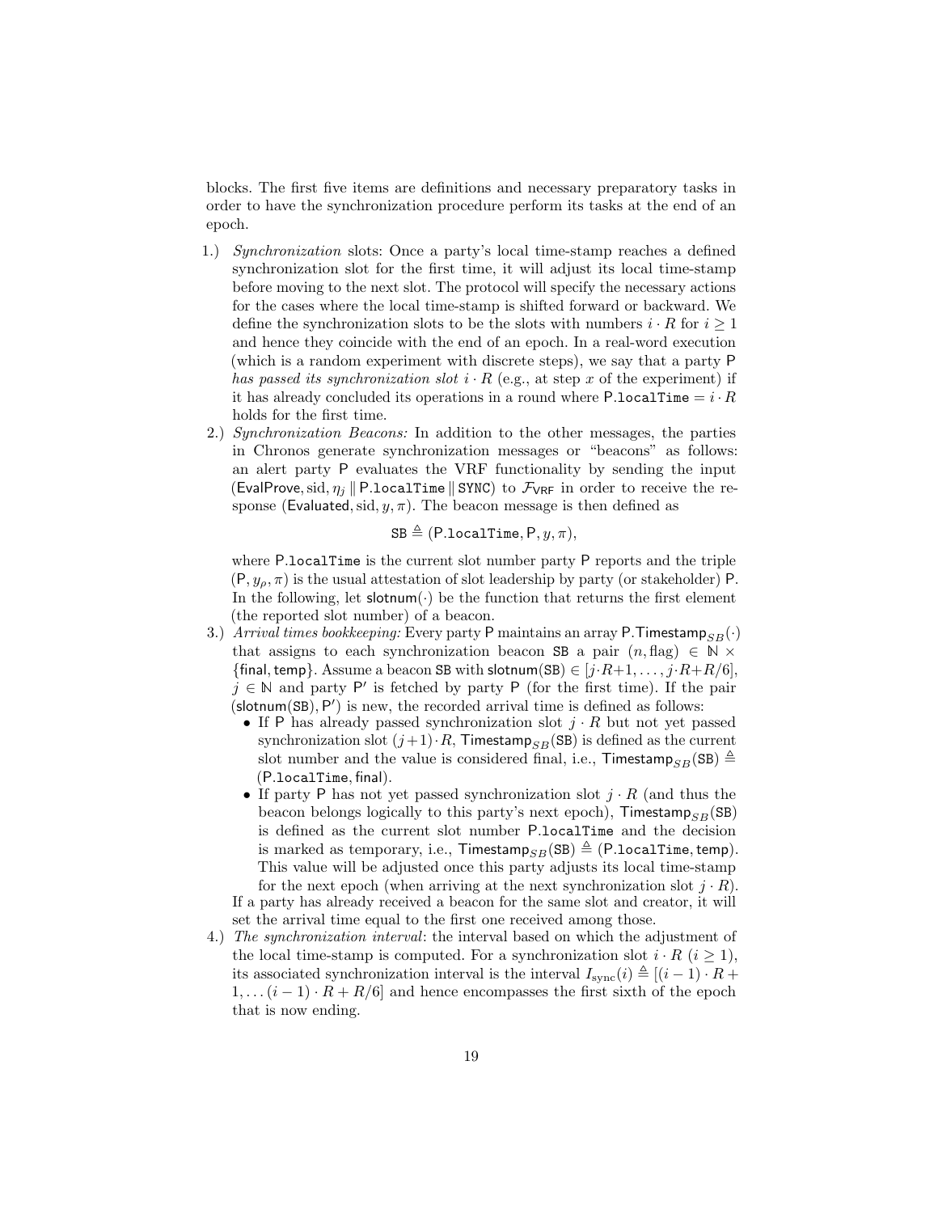blocks. The first five items are definitions and necessary preparatory tasks in order to have the synchronization procedure perform its tasks at the end of an epoch.

1.) *Synchronization* slots: Once a party's local time-stamp reaches a defined synchronization slot for the first time, it will adjust its local time-stamp before moving to the next slot. The protocol will specify the necessary actions for the cases where the local time-stamp is shifted forward or backward. We define the synchronization slots to be the slots with numbers $i \cdot R$ for $i \geq 1$ and hence they coincide with the end of an epoch. In a real-word execution (which is a random experiment with discrete steps), we say that a party $\mathsf{P}$ *has passed its synchronization slot* $i \cdot R$ (e.g., at step $x$ of the experiment) if it has already concluded its operations in a round where $\mathsf{P}.\mathtt{localTime} = i \cdot R$ holds for the first time.
2.) *Synchronization Beacons:* In addition to the other messages, the parties in Chronos generate synchronization messages or "beacons" as follows: an alert party $\mathsf{P}$ evaluates the VRF functionality by sending the input $(\mathsf{EvalProve}, \mathrm{sid}, \eta_j \,\|\, \mathsf{P}.\mathtt{localTime} \,\|\, \mathtt{SYNC})$ to $\mathcal{F}_{\mathsf{VRF}}$ in order to receive the response $(\mathsf{Evaluated}, \mathrm{sid}, y, \pi)$. The beacon message is then defined as

$$\mathtt{SB} \triangleq (\mathsf{P}.\mathtt{localTime}, \mathsf{P}, y, \pi),$$

where $\mathsf{P}.\mathtt{localTime}$ is the current slot number party $\mathsf{P}$ reports and the triple $(\mathsf{P}, y_\rho, \pi)$ is the usual attestation of slot leadership by party (or stakeholder) $\mathsf{P}$. In the following, let $\mathsf{slotnum}(\cdot)$ be the function that returns the first element (the reported slot number) of a beacon.
3.) *Arrival times bookkeeping:* Every party $\mathsf{P}$ maintains an array $\mathsf{P}.\mathsf{Timestamp}_{SB}(\cdot)$ that assigns to each synchronization beacon $\mathtt{SB}$ a pair $(n, \mathrm{flag}) \in \mathbb{N} \times \{\mathsf{final}, \mathsf{temp}\}$. Assume a beacon $\mathtt{SB}$ with $\mathsf{slotnum}(\mathtt{SB}) \in [j \cdot R+1, \ldots, j \cdot R+R/6]$, $j \in \mathbb{N}$ and party $\mathsf{P}'$ is fetched by party $\mathsf{P}$ (for the first time). If the pair $(\mathsf{slotnum}(\mathtt{SB}), \mathsf{P}')$ is new, the recorded arrival time is defined as follows:
   - If $\mathsf{P}$ has already passed synchronization slot $j \cdot R$ but not yet passed synchronization slot $(j+1) \cdot R$, $\mathsf{Timestamp}_{SB}(\mathtt{SB})$ is defined as the current slot number and the value is considered final, i.e., $\mathsf{Timestamp}_{SB}(\mathtt{SB}) \triangleq (\mathsf{P}.\mathtt{localTime}, \mathsf{final})$.
   - If party $\mathsf{P}$ has not yet passed synchronization slot $j \cdot R$ (and thus the beacon belongs logically to this party's next epoch), $\mathsf{Timestamp}_{SB}(\mathtt{SB})$ is defined as the current slot number $\mathsf{P}.\mathtt{localTime}$ and the decision is marked as temporary, i.e., $\mathsf{Timestamp}_{SB}(\mathtt{SB}) \triangleq (\mathsf{P}.\mathtt{localTime}, \mathsf{temp})$. This value will be adjusted once this party adjusts its local time-stamp for the next epoch (when arriving at the next synchronization slot $j \cdot R$).

   If a party has already received a beacon for the same slot and creator, it will set the arrival time equal to the first one received among those.
4.) *The synchronization interval*: the interval based on which the adjustment of the local time-stamp is computed. For a synchronization slot $i \cdot R$ $(i \geq 1)$, its associated synchronization interval is the interval $I_{\mathrm{sync}}(i) \triangleq [(i-1) \cdot R + 1, \ldots (i-1) \cdot R + R/6]$ and hence encompasses the first sixth of the epoch that is now ending.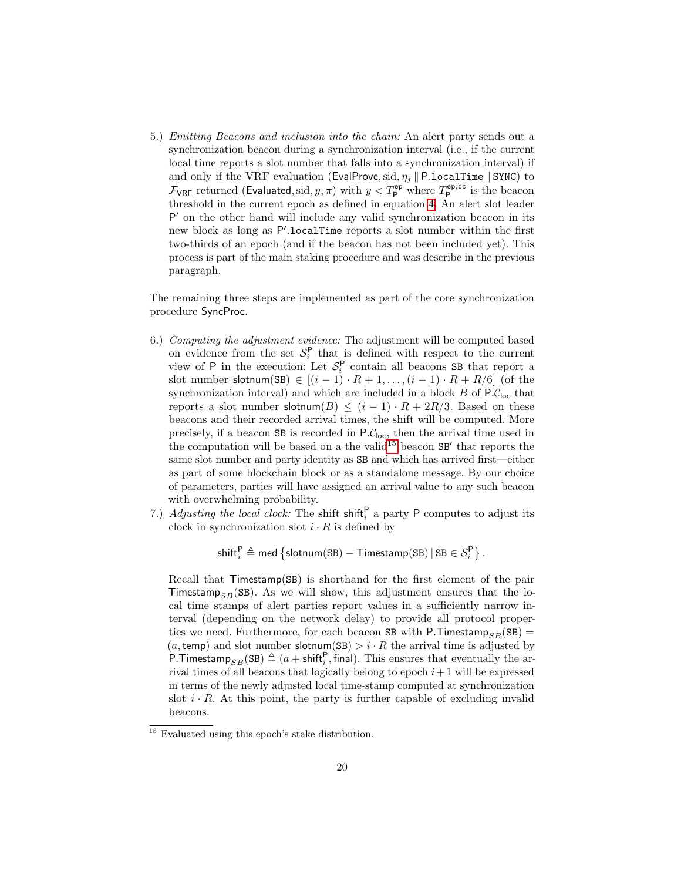5.) *Emitting Beacons and inclusion into the chain:* An alert party sends out a synchronization beacon during a synchronization interval (i.e., if the current local time reports a slot number that falls into a synchronization interval) if and only if the VRF evaluation $(\mathsf{EvalProve}, \mathrm{sid}, \eta_j \,\|\, \mathsf{P}.\mathtt{localTime} \,\|\, \mathtt{SYNC})$ to $\mathcal{F}_{\mathsf{VRF}}$ returned $(\mathsf{Evaluated}, \mathrm{sid}, y, \pi)$ with $y < T_{\mathsf{P}}^{\mathsf{ep}}$ where $T_{\mathsf{P}}^{\mathsf{ep,bc}}$ is the beacon threshold in the current epoch as defined in equation 4. An alert slot leader $\mathsf{P}'$ on the other hand will include any valid synchronization beacon in its new block as long as $\mathsf{P}'.\mathtt{localTime}$ reports a slot number within the first two-thirds of an epoch (and if the beacon has not been included yet). This process is part of the main staking procedure and was describe in the previous paragraph.

The remaining three steps are implemented as part of the core synchronization procedure SyncProc.

6.) *Computing the adjustment evidence:* The adjustment will be computed based on evidence from the set $\mathcal{S}_i^{\mathsf{P}}$ that is defined with respect to the current view of P in the execution: Let $\mathcal{S}_i^{\mathsf{P}}$ contain all beacons SB that report a slot number $\mathsf{slotnum}(\mathtt{SB}) \in [(i-1)\cdot R + 1, \ldots, (i-1)\cdot R + R/6]$ (of the synchronization interval) and which are included in a block $B$ of $\mathsf{P}.\mathcal{C}_{\mathsf{loc}}$ that reports a slot number $\mathsf{slotnum}(B) \leq (i-1)\cdot R + 2R/3$. Based on these beacons and their recorded arrival times, the shift will be computed. More precisely, if a beacon SB is recorded in $\mathsf{P}.\mathcal{C}_{\mathsf{loc}}$, then the arrival time used in the computation will be based on a the valid[15] beacon $\mathtt{SB}'$ that reports the same slot number and party identity as SB and which has arrived first—either as part of some blockchain block or as a standalone message. By our choice of parameters, parties will have assigned an arrival value to any such beacon with overwhelming probability.

7.) *Adjusting the local clock:* The shift $\mathsf{shift}_i^{\mathsf{P}}$ a party P computes to adjust its clock in synchronization slot $i \cdot R$ is defined by

$$\mathsf{shift}_i^{\mathsf{P}} \triangleq \mathsf{med}\left\{\mathsf{slotnum}(\mathtt{SB}) - \mathsf{Timestamp}(\mathtt{SB}) \,|\, \mathtt{SB} \in \mathcal{S}_i^{\mathsf{P}}\right\}.$$

Recall that $\mathsf{Timestamp}(\mathtt{SB})$ is shorthand for the first element of the pair $\mathsf{Timestamp}_{SB}(\mathtt{SB})$. As we will show, this adjustment ensures that the local time stamps of alert parties report values in a sufficiently narrow interval (depending on the network delay) to provide all protocol properties we need. Furthermore, for each beacon SB with $\mathsf{P}.\mathsf{Timestamp}_{SB}(\mathtt{SB}) = (a, \mathsf{temp})$ and slot number $\mathsf{slotnum}(\mathtt{SB}) > i \cdot R$ the arrival time is adjusted by $\mathsf{P}.\mathsf{Timestamp}_{SB}(\mathtt{SB}) \triangleq (a + \mathsf{shift}_i^{\mathsf{P}}, \mathsf{final})$. This ensures that eventually the arrival times of all beacons that logically belong to epoch $i+1$ will be expressed in terms of the newly adjusted local time-stamp computed at synchronization slot $i \cdot R$. At this point, the party is further capable of excluding invalid beacons.

[15] Evaluated using this epoch's stake distribution.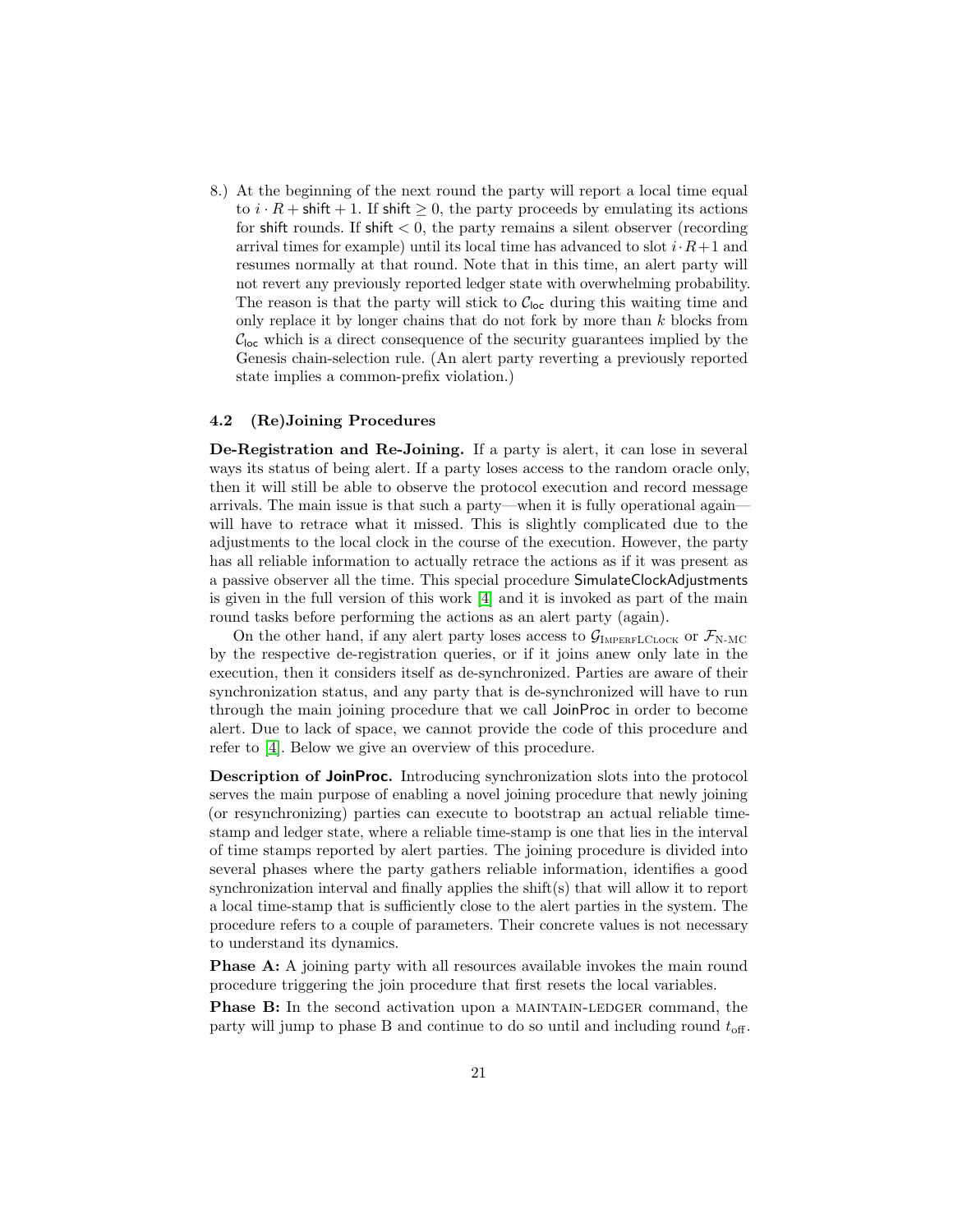8.) At the beginning of the next round the party will report a local time equal to $i \cdot R + \mathsf{shift} + 1$. If $\mathsf{shift} \geq 0$, the party proceeds by emulating its actions for $\mathsf{shift}$ rounds. If $\mathsf{shift} < 0$, the party remains a silent observer (recording arrival times for example) until its local time has advanced to slot $i \cdot R + 1$ and resumes normally at that round. Note that in this time, an alert party will not revert any previously reported ledger state with overwhelming probability. The reason is that the party will stick to $\mathcal{C}_{\mathsf{loc}}$ during this waiting time and only replace it by longer chains that do not fork by more than $k$ blocks from $\mathcal{C}_{\mathsf{loc}}$ which is a direct consequence of the security guarantees implied by the Genesis chain-selection rule. (An alert party reverting a previously reported state implies a common-prefix violation.)

### 4.2 (Re)Joining Procedures

**De-Registration and Re-Joining.** If a party is alert, it can lose in several ways its status of being alert. If a party loses access to the random oracle only, then it will still be able to observe the protocol execution and record message arrivals. The main issue is that such a party—when it is fully operational again—will have to retrace what it missed. This is slightly complicated due to the adjustments to the local clock in the course of the execution. However, the party has all reliable information to actually retrace the actions as if it was present as a passive observer all the time. This special procedure SimulateClockAdjustments is given in the full version of this work [4] and it is invoked as part of the main round tasks before performing the actions as an alert party (again).

On the other hand, if any alert party loses access to $\mathcal{G}_{\text{ImperfLClock}}$ or $\mathcal{F}_{\text{N-MC}}$ by the respective de-registration queries, or if it joins anew only late in the execution, then it considers itself as de-synchronized. Parties are aware of their synchronization status, and any party that is de-synchronized will have to run through the main joining procedure that we call JoinProc in order to become alert. Due to lack of space, we cannot provide the code of this procedure and refer to [4]. Below we give an overview of this procedure.

**Description of JoinProc.** Introducing synchronization slots into the protocol serves the main purpose of enabling a novel joining procedure that newly joining (or resynchronizing) parties can execute to bootstrap an actual reliable time-stamp and ledger state, where a reliable time-stamp is one that lies in the interval of time stamps reported by alert parties. The joining procedure is divided into several phases where the party gathers reliable information, identifies a good synchronization interval and finally applies the shift(s) that will allow it to report a local time-stamp that is sufficiently close to the alert parties in the system. The procedure refers to a couple of parameters. Their concrete values is not necessary to understand its dynamics.

**Phase A:** A joining party with all resources available invokes the main round procedure triggering the join procedure that first resets the local variables.

**Phase B:** In the second activation upon a MAINTAIN-LEDGER command, the party will jump to phase B and continue to do so until and including round $t_{\text{off}}$.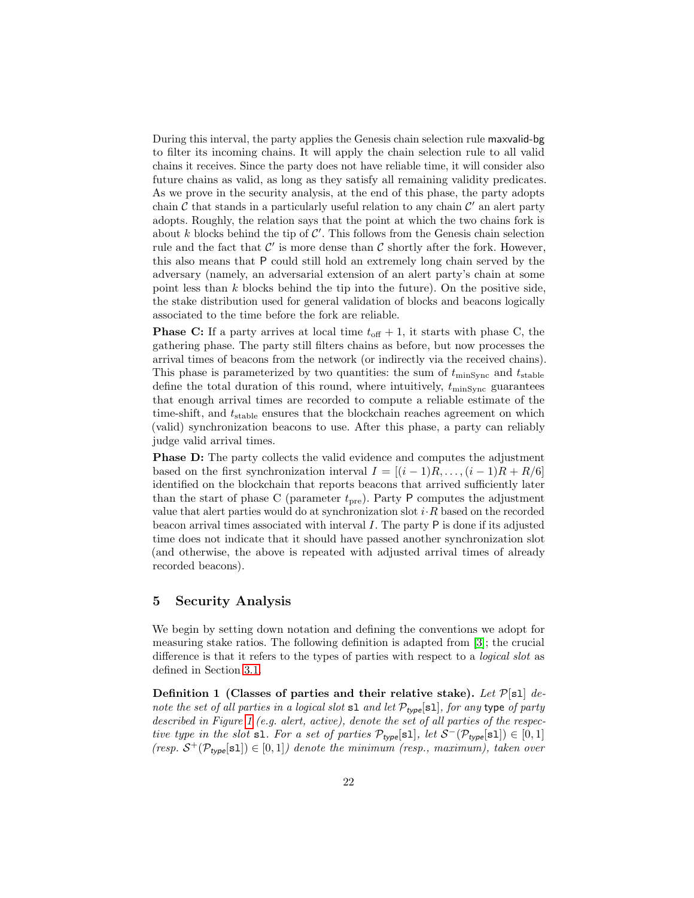During this interval, the party applies the Genesis chain selection rule maxvalid-bg to filter its incoming chains. It will apply the chain selection rule to all valid chains it receives. Since the party does not have reliable time, it will consider also future chains as valid, as long as they satisfy all remaining validity predicates. As we prove in the security analysis, at the end of this phase, the party adopts chain $\mathcal{C}$ that stands in a particularly useful relation to any chain $\mathcal{C}'$ an alert party adopts. Roughly, the relation says that the point at which the two chains fork is about $k$ blocks behind the tip of $\mathcal{C}'$. This follows from the Genesis chain selection rule and the fact that $\mathcal{C}'$ is more dense than $\mathcal{C}$ shortly after the fork. However, this also means that P could still hold an extremely long chain served by the adversary (namely, an adversarial extension of an alert party's chain at some point less than $k$ blocks behind the tip into the future). On the positive side, the stake distribution used for general validation of blocks and beacons logically associated to the time before the fork are reliable.

**Phase C:** If a party arrives at local time $t_{\text{off}} + 1$, it starts with phase C, the gathering phase. The party still filters chains as before, but now processes the arrival times of beacons from the network (or indirectly via the received chains). This phase is parameterized by two quantities: the sum of $t_{\text{minSync}}$ and $t_{\text{stable}}$ define the total duration of this round, where intuitively, $t_{\text{minSync}}$ guarantees that enough arrival times are recorded to compute a reliable estimate of the time-shift, and $t_{\text{stable}}$ ensures that the blockchain reaches agreement on which (valid) synchronization beacons to use. After this phase, a party can reliably judge valid arrival times.

**Phase D:** The party collects the valid evidence and computes the adjustment based on the first synchronization interval $I = [(i-1)R, \ldots, (i-1)R + R/6]$ identified on the blockchain that reports beacons that arrived sufficiently later than the start of phase C (parameter $t_{\text{pre}}$). Party P computes the adjustment value that alert parties would do at synchronization slot $i \cdot R$ based on the recorded beacon arrival times associated with interval $I$. The party P is done if its adjusted time does not indicate that it should have passed another synchronization slot (and otherwise, the above is repeated with adjusted arrival times of already recorded beacons).

## 5 Security Analysis

We begin by setting down notation and defining the conventions we adopt for measuring stake ratios. The following definition is adapted from [3]; the crucial difference is that it refers to the types of parties with respect to a *logical slot* as defined in Section 3.1.

**Definition 1 (Classes of parties and their relative stake).** *Let $\mathcal{P}[\mathtt{sl}]$ denote the set of all parties in a logical slot* sl *and let $\mathcal{P}_{type}[\mathtt{sl}]$, for any* type *of party described in Figure 1 (e.g. alert, active), denote the set of all parties of the respective type in the slot* sl. *For a set of parties $\mathcal{P}_{type}[\mathtt{sl}]$, let $\mathcal{S}^-(\mathcal{P}_{type}[\mathtt{sl}]) \in [0,1]$ (resp. $\mathcal{S}^+(\mathcal{P}_{type}[\mathtt{sl}]) \in [0,1]$) denote the minimum (resp., maximum), taken over*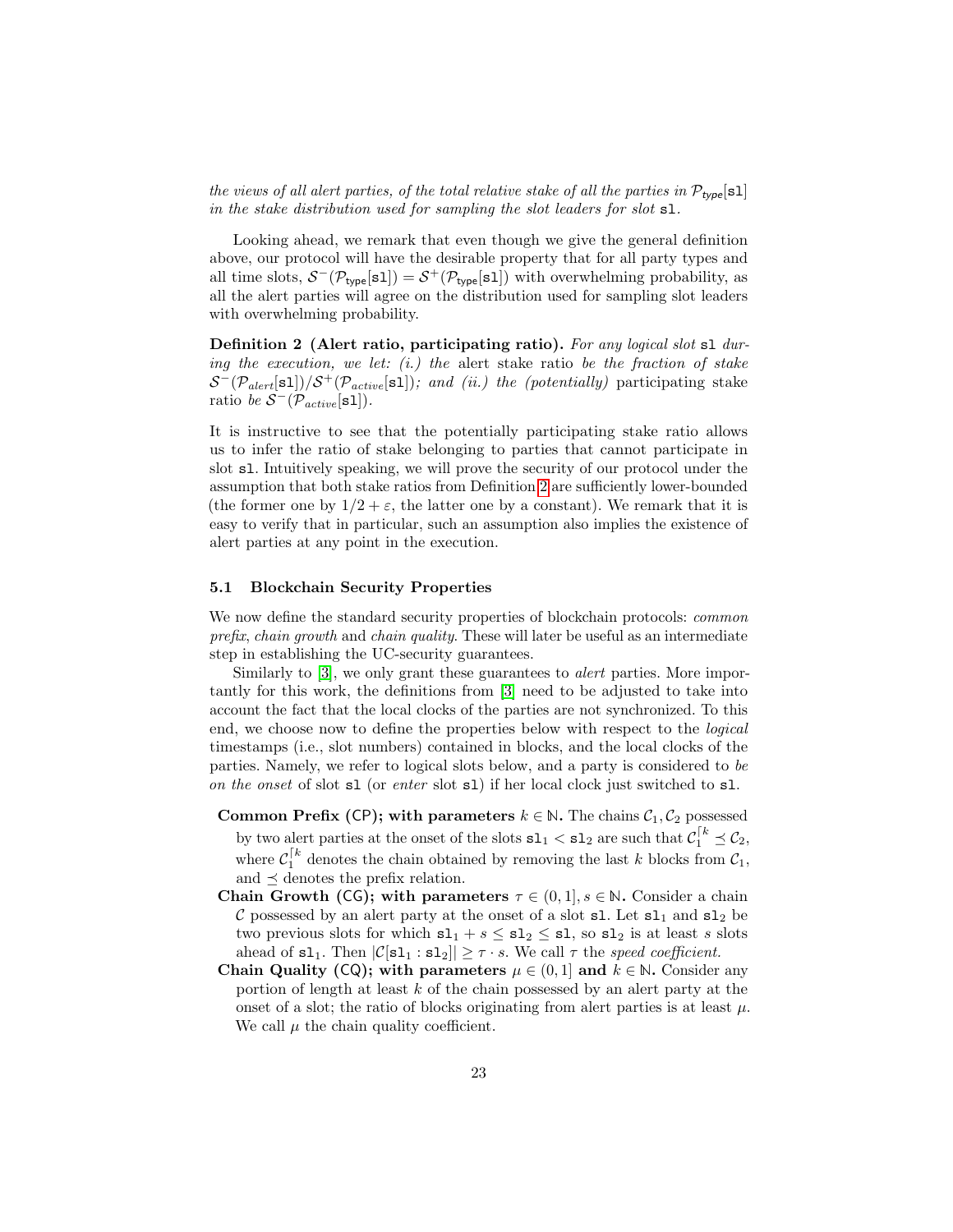*the views of all alert parties, of the total relative stake of all the parties in $\mathcal{P}_{\mathsf{type}}[\mathtt{sl}]$ in the stake distribution used for sampling the slot leaders for slot* $\mathtt{sl}$.

Looking ahead, we remark that even though we give the general definition above, our protocol will have the desirable property that for all party types and all time slots, $\mathcal{S}^{-}(\mathcal{P}_{\mathsf{type}}[\mathtt{sl}]) = \mathcal{S}^{+}(\mathcal{P}_{\mathsf{type}}[\mathtt{sl}])$ with overwhelming probability, as all the alert parties will agree on the distribution used for sampling slot leaders with overwhelming probability.

**Definition 2 (Alert ratio, participating ratio).** *For any logical slot* $\mathtt{sl}$ *during the execution, we let: (i.) the* alert *stake ratio be the fraction of stake* $\mathcal{S}^{-}(\mathcal{P}_{alert}[\mathtt{sl}])/\mathcal{S}^{+}(\mathcal{P}_{active}[\mathtt{sl}])$*; and (ii.) the (potentially)* participating *stake ratio be* $\mathcal{S}^{-}(\mathcal{P}_{active}[\mathtt{sl}])$.

It is instructive to see that the potentially participating stake ratio allows us to infer the ratio of stake belonging to parties that cannot participate in slot $\mathtt{sl}$. Intuitively speaking, we will prove the security of our protocol under the assumption that both stake ratios from Definition 2 are sufficiently lower-bounded (the former one by $1/2 + \varepsilon$, the latter one by a constant). We remark that it is easy to verify that in particular, such an assumption also implies the existence of alert parties at any point in the execution.

### 5.1 Blockchain Security Properties

We now define the standard security properties of blockchain protocols: *common prefix*, *chain growth* and *chain quality*. These will later be useful as an intermediate step in establishing the UC-security guarantees.

Similarly to [3], we only grant these guarantees to *alert* parties. More importantly for this work, the definitions from [3] need to be adjusted to take into account the fact that the local clocks of the parties are not synchronized. To this end, we choose now to define the properties below with respect to the *logical* timestamps (i.e., slot numbers) contained in blocks, and the local clocks of the parties. Namely, we refer to logical slots below, and a party is considered to *be on the onset* of slot $\mathtt{sl}$ (or *enter* slot $\mathtt{sl}$) if her local clock just switched to $\mathtt{sl}$.

- **Common Prefix (CP); with parameters** $k \in \mathbb{N}$**.** The chains $\mathcal{C}_1, \mathcal{C}_2$ possessed by two alert parties at the onset of the slots $\mathtt{sl}_1 < \mathtt{sl}_2$ are such that $\mathcal{C}_1^{\lceil k} \preceq \mathcal{C}_2$, where $\mathcal{C}_1^{\lceil k}$ denotes the chain obtained by removing the last $k$ blocks from $\mathcal{C}_1$, and $\preceq$ denotes the prefix relation.
- **Chain Growth (CG); with parameters** $\tau \in (0, 1], s \in \mathbb{N}$**.** Consider a chain $\mathcal{C}$ possessed by an alert party at the onset of a slot $\mathtt{sl}$. Let $\mathtt{sl}_1$ and $\mathtt{sl}_2$ be two previous slots for which $\mathtt{sl}_1 + s \leq \mathtt{sl}_2 \leq \mathtt{sl}$, so $\mathtt{sl}_2$ is at least $s$ slots ahead of $\mathtt{sl}_1$. Then $|\mathcal{C}[\mathtt{sl}_1 : \mathtt{sl}_2]| \geq \tau \cdot s$. We call $\tau$ the *speed coefficient*.
- **Chain Quality (CQ); with parameters** $\mu \in (0, 1]$ **and** $k \in \mathbb{N}$**.** Consider any portion of length at least $k$ of the chain possessed by an alert party at the onset of a slot; the ratio of blocks originating from alert parties is at least $\mu$. We call $\mu$ the chain quality coefficient.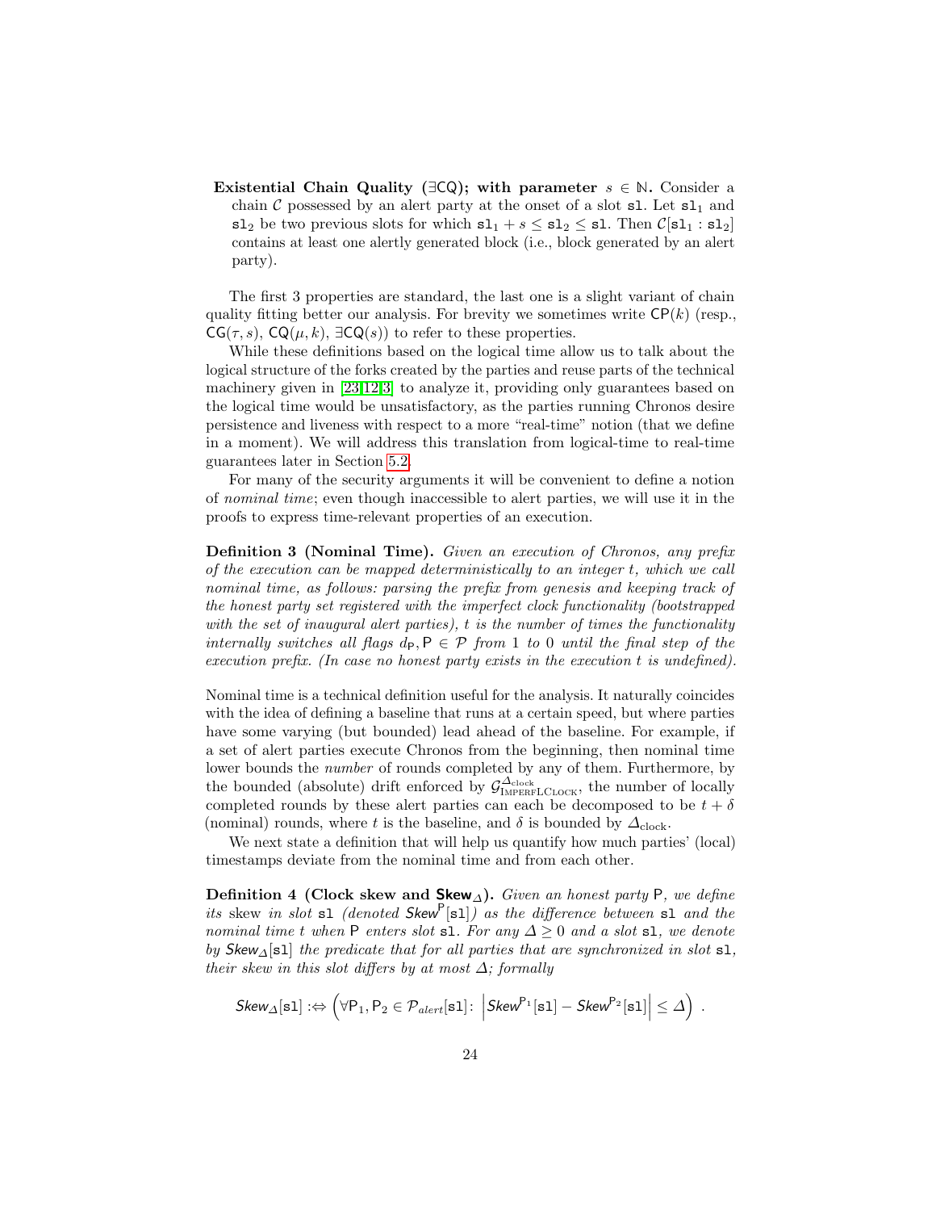**Existential Chain Quality ($\exists$CQ); with parameter $s \in \mathbb{N}$.** Consider a chain $\mathcal{C}$ possessed by an alert party at the onset of a slot $\mathtt{sl}$. Let $\mathtt{sl}_1$ and $\mathtt{sl}_2$ be two previous slots for which $\mathtt{sl}_1 + s \leq \mathtt{sl}_2 \leq \mathtt{sl}$. Then $\mathcal{C}[\mathtt{sl}_1 : \mathtt{sl}_2]$ contains at least one alertly generated block (i.e., block generated by an alert party).

The first 3 properties are standard, the last one is a slight variant of chain quality fitting better our analysis. For brevity we sometimes write $\mathsf{CP}(k)$ (resp., $\mathsf{CG}(\tau, s)$, $\mathsf{CQ}(\mu, k)$, $\exists\mathsf{CQ}(s)$) to refer to these properties.

While these definitions based on the logical time allow us to talk about the logical structure of the forks created by the parties and reuse parts of the technical machinery given in [23,12,3] to analyze it, providing only guarantees based on the logical time would be unsatisfactory, as the parties running Chronos desire persistence and liveness with respect to a more "real-time" notion (that we define in a moment). We will address this translation from logical-time to real-time guarantees later in Section 5.2.

For many of the security arguments it will be convenient to define a notion of *nominal time*; even though inaccessible to alert parties, we will use it in the proofs to express time-relevant properties of an execution.

**Definition 3 (Nominal Time).** *Given an execution of Chronos, any prefix of the execution can be mapped deterministically to an integer $t$, which we call nominal time, as follows: parsing the prefix from genesis and keeping track of the honest party set registered with the imperfect clock functionality (bootstrapped with the set of inaugural alert parties), $t$ is the number of times the functionality internally switches all flags $d_{\mathsf{P}}, \mathsf{P} \in \mathcal{P}$ from 1 to 0 until the final step of the execution prefix. (In case no honest party exists in the execution $t$ is undefined).*

Nominal time is a technical definition useful for the analysis. It naturally coincides with the idea of defining a baseline that runs at a certain speed, but where parties have some varying (but bounded) lead ahead of the baseline. For example, if a set of alert parties execute Chronos from the beginning, then nominal time lower bounds the *number* of rounds completed by any of them. Furthermore, by the bounded (absolute) drift enforced by $\mathcal{G}^{\Delta_{\text{clock}}}_{\text{IMPERFLCLOCK}}$, the number of locally completed rounds by these alert parties can each be decomposed to be $t + \delta$ (nominal) rounds, where $t$ is the baseline, and $\delta$ is bounded by $\Delta_{\text{clock}}$.

We next state a definition that will help us quantify how much parties' (local) timestamps deviate from the nominal time and from each other.

**Definition 4 (Clock skew and $\mathsf{Skew}_\Delta$).** *Given an honest party $\mathsf{P}$, we define its* skew *in slot $\mathtt{sl}$ (denoted $\mathit{Skew}^{\mathsf{P}}[\mathtt{sl}]$) as the difference between $\mathtt{sl}$ and the nominal time $t$ when $\mathsf{P}$ enters slot $\mathtt{sl}$. For any $\Delta \geq 0$ and a slot $\mathtt{sl}$, we denote by $\mathit{Skew}_\Delta[\mathtt{sl}]$ the predicate that for all parties that are synchronized in slot $\mathtt{sl}$, their skew in this slot differs by at most $\Delta$; formally*

$$\mathit{Skew}_\Delta[\mathtt{sl}] :\Leftrightarrow \left(\forall \mathsf{P}_1, \mathsf{P}_2 \in \mathcal{P}_{alert}[\mathtt{sl}] \colon \left|\mathit{Skew}^{\mathsf{P}_1}[\mathtt{sl}] - \mathit{Skew}^{\mathsf{P}_2}[\mathtt{sl}]\right| \leq \Delta\right) .$$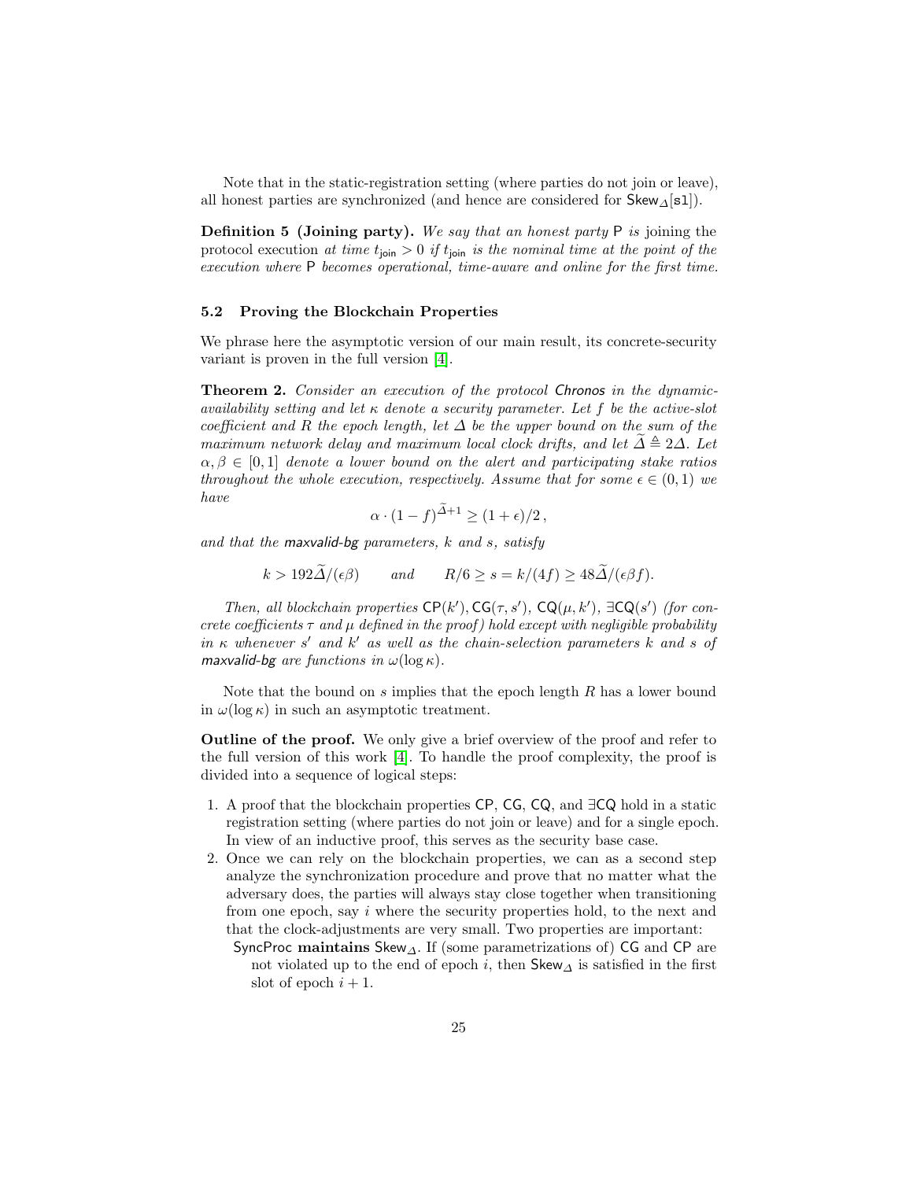Note that in the static-registration setting (where parties do not join or leave), all honest parties are synchronized (and hence are considered for $\mathsf{Skew}_\Delta[\mathtt{sl}]$).

**Definition 5 (Joining party).** *We say that an honest party* $\mathsf{P}$ *is* joining the protocol execution *at time* $t_{\mathsf{join}} > 0$ *if* $t_{\mathsf{join}}$ *is the nominal time at the point of the execution where* $\mathsf{P}$ *becomes operational, time-aware and online for the first time.*

### 5.2 Proving the Blockchain Properties

We phrase here the asymptotic version of our main result, its concrete-security variant is proven in the full version [4].

**Theorem 2.** *Consider an execution of the protocol Chronos in the dynamic-availability setting and let* $\kappa$ *denote a security parameter. Let* $f$ *be the active-slot coefficient and* $R$ *the epoch length, let* $\Delta$ *be the upper bound on the sum of the maximum network delay and maximum local clock drifts, and let* $\widetilde{\Delta} \triangleq 2\Delta$*. Let* $\alpha, \beta \in [0, 1]$ *denote a lower bound on the alert and participating stake ratios throughout the whole execution, respectively. Assume that for some* $\epsilon \in (0, 1)$ *we have*

$$\alpha \cdot (1 - f)^{\widetilde{\Delta}+1} \geq (1 + \epsilon)/2\,,$$

*and that the maxvalid-bg parameters,* $k$ *and* $s$*, satisfy*

$$k > 192\widetilde{\Delta}/(\epsilon\beta) \qquad \text{and} \qquad R/6 \geq s = k/(4f) \geq 48\widetilde{\Delta}/(\epsilon\beta f).$$

*Then, all blockchain properties* $\mathsf{CP}(k')$, $\mathsf{CG}(\tau, s')$, $\mathsf{CQ}(\mu, k')$, $\exists\mathsf{CQ}(s')$ *(for concrete coefficients* $\tau$ *and* $\mu$ *defined in the proof) hold except with negligible probability in* $\kappa$ *whenever* $s'$ *and* $k'$ *as well as the chain-selection parameters* $k$ *and* $s$ *of maxvalid-bg are functions in* $\omega(\log \kappa)$*.*

Note that the bound on $s$ implies that the epoch length $R$ has a lower bound in $\omega(\log \kappa)$ in such an asymptotic treatment.

**Outline of the proof.** We only give a brief overview of the proof and refer to the full version of this work [4]. To handle the proof complexity, the proof is divided into a sequence of logical steps:

1. A proof that the blockchain properties CP, CG, CQ, and ∃CQ hold in a static registration setting (where parties do not join or leave) and for a single epoch. In view of an inductive proof, this serves as the security base case.
2. Once we can rely on the blockchain properties, we can as a second step analyze the synchronization procedure and prove that no matter what the adversary does, the parties will always stay close together when transitioning from one epoch, say $i$ where the security properties hold, to the next and that the clock-adjustments are very small. Two properties are important:
   SyncProc **maintains** $\mathsf{Skew}_\Delta$. If (some parametrizations of) CG and CP are not violated up to the end of epoch $i$, then $\mathsf{Skew}_\Delta$ is satisfied in the first slot of epoch $i + 1$.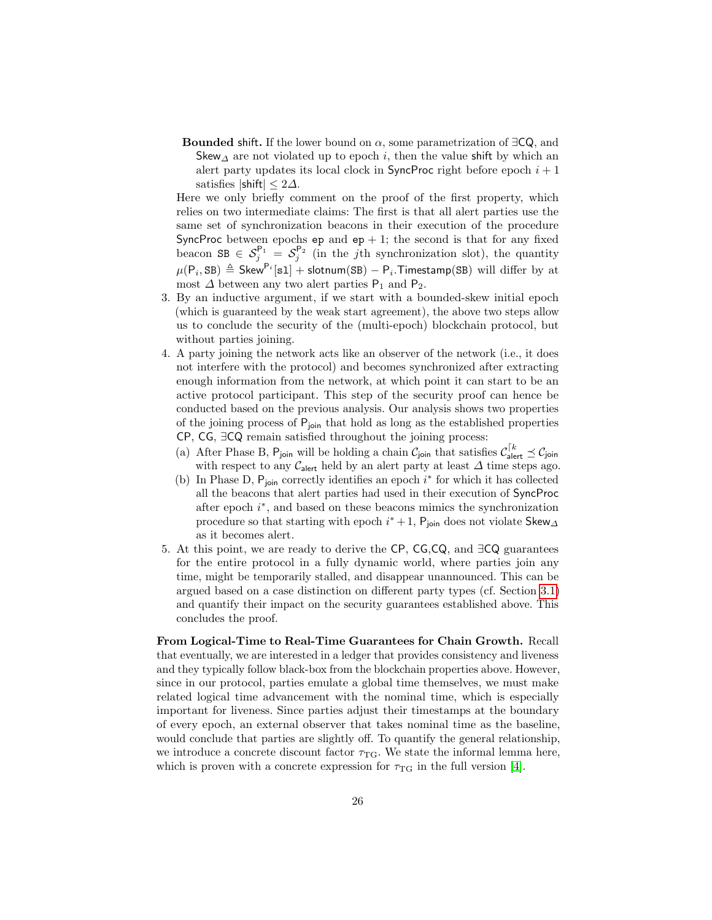**Bounded** shift. If the lower bound on $\alpha$, some parametrization of $\exists\mathsf{CQ}$, and $\mathsf{Skew}_\Delta$ are not violated up to epoch $i$, then the value shift by which an alert party updates its local clock in SyncProc right before epoch $i+1$ satisfies $|\mathsf{shift}| \leq 2\Delta$.

Here we only briefly comment on the proof of the first property, which relies on two intermediate claims: The first is that all alert parties use the same set of synchronization beacons in their execution of the procedure SyncProc between epochs ep and ep + 1; the second is that for any fixed beacon $\mathtt{SB} \in \mathcal{S}_j^{\mathsf{P}_1} = \mathcal{S}_j^{\mathsf{P}_2}$ (in the $j$th synchronization slot), the quantity $\mu(\mathsf{P}_i, \mathtt{SB}) \triangleq \mathsf{Skew}^{\mathsf{P}_i}[\mathtt{sl}] + \mathsf{slotnum}(\mathtt{SB}) - \mathsf{P}_i.\mathsf{Timestamp}(\mathtt{SB})$ will differ by at most $\Delta$ between any two alert parties $\mathsf{P}_1$ and $\mathsf{P}_2$.

3. By an inductive argument, if we start with a bounded-skew initial epoch (which is guaranteed by the weak start agreement), the above two steps allow us to conclude the security of the (multi-epoch) blockchain protocol, but without parties joining.
4. A party joining the network acts like an observer of the network (i.e., it does not interfere with the protocol) and becomes synchronized after extracting enough information from the network, at which point it can start to be an active protocol participant. This step of the security proof can hence be conducted based on the previous analysis. Our analysis shows two properties of the joining process of $\mathsf{P}_{\mathsf{join}}$ that hold as long as the established properties CP, CG, $\exists$CQ remain satisfied throughout the joining process:
   (a) After Phase B, $\mathsf{P}_{\mathsf{join}}$ will be holding a chain $\mathcal{C}_{\mathsf{join}}$ that satisfies $\mathcal{C}_{\mathsf{alert}}^{\lceil k} \preceq \mathcal{C}_{\mathsf{join}}$ with respect to any $\mathcal{C}_{\mathsf{alert}}$ held by an alert party at least $\Delta$ time steps ago.
   (b) In Phase D, $\mathsf{P}_{\mathsf{join}}$ correctly identifies an epoch $i^*$ for which it has collected all the beacons that alert parties had used in their execution of SyncProc after epoch $i^*$, and based on these beacons mimics the synchronization procedure so that starting with epoch $i^*+1$, $\mathsf{P}_{\mathsf{join}}$ does not violate $\mathsf{Skew}_\Delta$ as it becomes alert.
5. At this point, we are ready to derive the CP, CG,CQ, and $\exists$CQ guarantees for the entire protocol in a fully dynamic world, where parties join any time, might be temporarily stalled, and disappear unannounced. This can be argued based on a case distinction on different party types (cf. Section 3.1) and quantify their impact on the security guarantees established above. This concludes the proof.

**From Logical-Time to Real-Time Guarantees for Chain Growth.** Recall that eventually, we are interested in a ledger that provides consistency and liveness and they typically follow black-box from the blockchain properties above. However, since in our protocol, parties emulate a global time themselves, we must make related logical time advancement with the nominal time, which is especially important for liveness. Since parties adjust their timestamps at the boundary of every epoch, an external observer that takes nominal time as the baseline, would conclude that parties are slightly off. To quantify the general relationship, we introduce a concrete discount factor $\tau_{\mathrm{TG}}$. We state the informal lemma here, which is proven with a concrete expression for $\tau_{\mathrm{TG}}$ in the full version [4].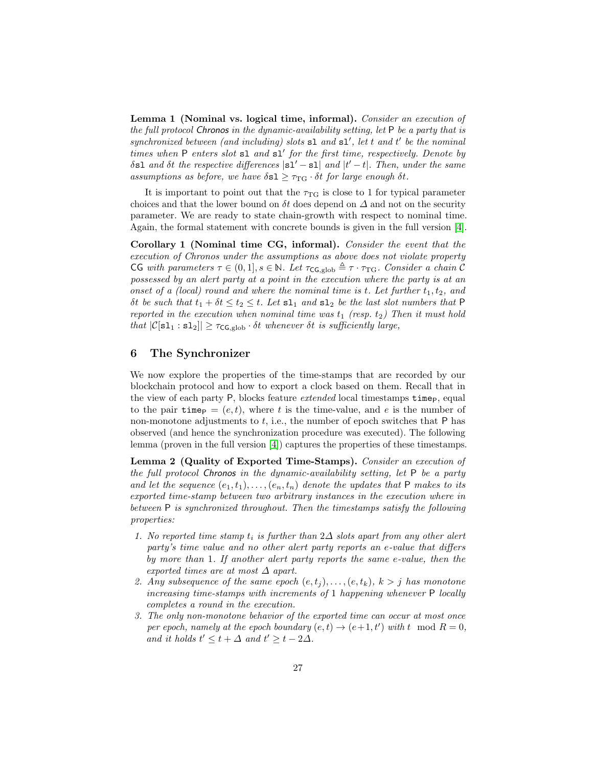**Lemma 1 (Nominal vs. logical time, informal).** *Consider an execution of the full protocol Chronos in the dynamic-availability setting, let* P *be a party that is synchronized between (and including) slots* $\mathtt{sl}$ *and* $\mathtt{sl}'$*, let* $t$ *and* $t'$ *be the nominal times when* P *enters slot* $\mathtt{sl}$ *and* $\mathtt{sl}'$ *for the first time, respectively. Denote by* $\delta\mathtt{sl}$ *and* $\delta t$ *the respective differences* $|\mathtt{sl}' - \mathtt{sl}|$ *and* $|t' - t|$*. Then, under the same assumptions as before, we have* $\delta\mathtt{sl} \geq \tau_{\mathrm{TG}} \cdot \delta t$ *for large enough* $\delta t$*.*

It is important to point out that the $\tau_{\mathrm{TG}}$ is close to 1 for typical parameter choices and that the lower bound on $\delta t$ does depend on $\Delta$ and not on the security parameter. We are ready to state chain-growth with respect to nominal time. Again, the formal statement with concrete bounds is given in the full version [4].

**Corollary 1 (Nominal time CG, informal).** *Consider the event that the execution of Chronos under the assumptions as above does not violate property* CG *with parameters* $\tau \in (0, 1], s \in \mathbb{N}$*. Let* $\tau_{\mathsf{CG},\mathrm{glob}} \triangleq \tau \cdot \tau_{\mathrm{TG}}$*. Consider a chain* $\mathcal{C}$ *possessed by an alert party at a point in the execution where the party is at an onset of a (local) round and where the nominal time is* $t$*. Let further* $t_1, t_2,$ *and* $\delta t$ *be such that* $t_1 + \delta t \leq t_2 \leq t$*. Let* $\mathtt{sl}_1$ *and* $\mathtt{sl}_2$ *be the last slot numbers that* P *reported in the execution when nominal time was* $t_1$ *(resp.* $t_2$*) Then it must hold that* $|\mathcal{C}[\mathtt{sl}_1 : \mathtt{sl}_2]| \geq \tau_{\mathsf{CG},\mathrm{glob}} \cdot \delta t$ *whenever* $\delta t$ *is sufficiently large,*

## 6 The Synchronizer

We now explore the properties of the time-stamps that are recorded by our blockchain protocol and how to export a clock based on them. Recall that in the view of each party P, blocks feature *extended* local timestamps $\mathtt{time}_{\mathsf{P}}$, equal to the pair $\mathtt{time}_{\mathsf{P}} = (e, t)$, where $t$ is the time-value, and $e$ is the number of non-monotone adjustments to $t$, i.e., the number of epoch switches that P has observed (and hence the synchronization procedure was executed). The following lemma (proven in the full version [4]) captures the properties of these timestamps.

**Lemma 2 (Quality of Exported Time-Stamps).** *Consider an execution of the full protocol Chronos in the dynamic-availability setting, let* P *be a party and let the sequence* $(e_1, t_1), \ldots, (e_n, t_n)$ *denote the updates that* P *makes to its exported time-stamp between two arbitrary instances in the execution where in between* P *is synchronized throughout. Then the timestamps satisfy the following properties:*

1. *No reported time stamp* $t_i$ *is further than* $2\Delta$ *slots apart from any other alert party's time value and no other alert party reports an* $e$*-value that differs by more than* 1*. If another alert party reports the same* $e$*-value, then the exported times are at most* $\Delta$ *apart.*
2. *Any subsequence of the same epoch* $(e, t_j), \ldots, (e, t_k)$*,* $k > j$ *has monotone increasing time-stamps with increments of* 1 *happening whenever* P *locally completes a round in the execution.*
3. *The only non-monotone behavior of the exported time can occur at most once per epoch, namely at the epoch boundary* $(e, t) \rightarrow (e+1, t')$ *with* $t \mod R = 0$*, and it holds* $t' \leq t + \Delta$ *and* $t' \geq t - 2\Delta$*.*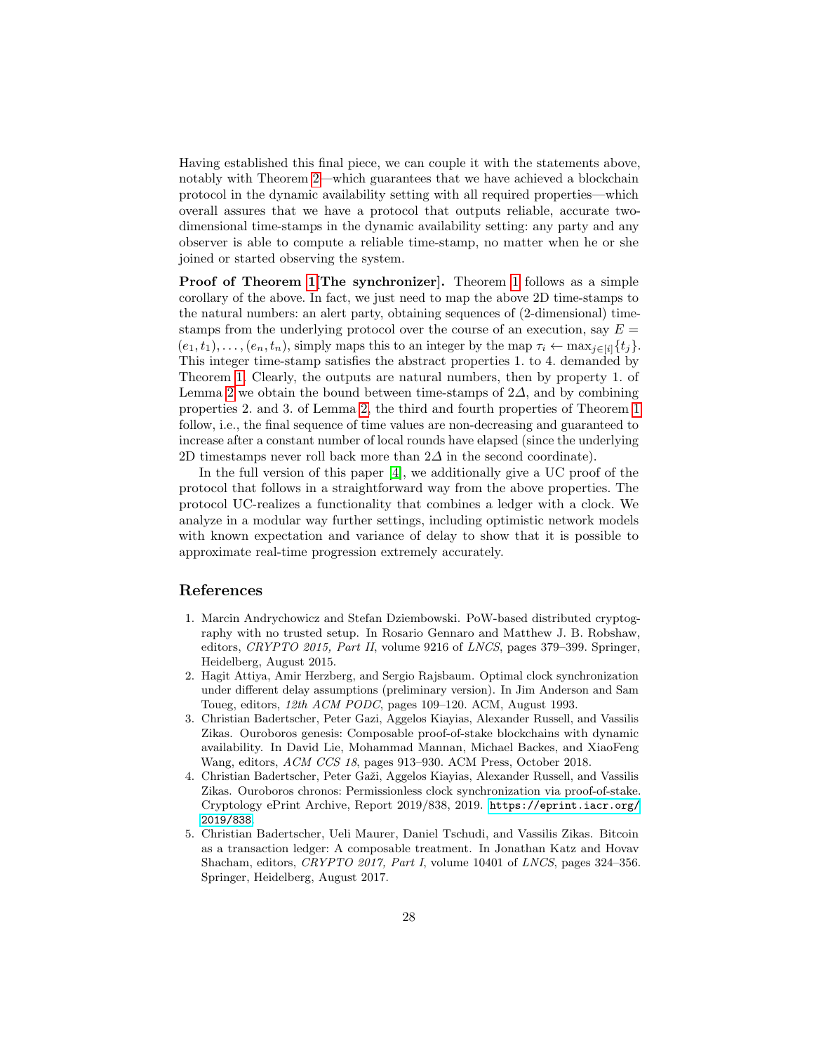Having established this final piece, we can couple it with the statements above, notably with Theorem 2—which guarantees that we have achieved a blockchain protocol in the dynamic availability setting with all required properties—which overall assures that we have a protocol that outputs reliable, accurate two-dimensional time-stamps in the dynamic availability setting: any party and any observer is able to compute a reliable time-stamp, no matter when he or she joined or started observing the system.

**Proof of Theorem 1[The synchronizer].** Theorem 1 follows as a simple corollary of the above. In fact, we just need to map the above 2D time-stamps to the natural numbers: an alert party, obtaining sequences of (2-dimensional) time-stamps from the underlying protocol over the course of an execution, say $E = (e_1, t_1), \dots, (e_n, t_n)$, simply maps this to an integer by the map $\tau_i \leftarrow \max_{j \in [i]}\{t_j\}$. This integer time-stamp satisfies the abstract properties 1. to 4. demanded by Theorem 1. Clearly, the outputs are natural numbers, then by property 1. of Lemma 2 we obtain the bound between time-stamps of $2\Delta$, and by combining properties 2. and 3. of Lemma 2, the third and fourth properties of Theorem 1 follow, i.e., the final sequence of time values are non-decreasing and guaranteed to increase after a constant number of local rounds have elapsed (since the underlying 2D timestamps never roll back more than $2\Delta$ in the second coordinate).

In the full version of this paper [4], we additionally give a UC proof of the protocol that follows in a straightforward way from the above properties. The protocol UC-realizes a functionality that combines a ledger with a clock. We analyze in a modular way further settings, including optimistic network models with known expectation and variance of delay to show that it is possible to approximate real-time progression extremely accurately.

## References

1. Marcin Andrychowicz and Stefan Dziembowski. PoW-based distributed cryptography with no trusted setup. In Rosario Gennaro and Matthew J. B. Robshaw, editors, *CRYPTO 2015, Part II*, volume 9216 of *LNCS*, pages 379–399. Springer, Heidelberg, August 2015.
2. Hagit Attiya, Amir Herzberg, and Sergio Rajsbaum. Optimal clock synchronization under different delay assumptions (preliminary version). In Jim Anderson and Sam Toueg, editors, *12th ACM PODC*, pages 109–120. ACM, August 1993.
3. Christian Badertscher, Peter Gazi, Aggelos Kiayias, Alexander Russell, and Vassilis Zikas. Ouroboros genesis: Composable proof-of-stake blockchains with dynamic availability. In David Lie, Mohammad Mannan, Michael Backes, and XiaoFeng Wang, editors, *ACM CCS 18*, pages 913–930. ACM Press, October 2018.
4. Christian Badertscher, Peter Gaži, Aggelos Kiayias, Alexander Russell, and Vassilis Zikas. Ouroboros chronos: Permissionless clock synchronization via proof-of-stake. Cryptology ePrint Archive, Report 2019/838, 2019. https://eprint.iacr.org/2019/838.
5. Christian Badertscher, Ueli Maurer, Daniel Tschudi, and Vassilis Zikas. Bitcoin as a transaction ledger: A composable treatment. In Jonathan Katz and Hovav Shacham, editors, *CRYPTO 2017, Part I*, volume 10401 of *LNCS*, pages 324–356. Springer, Heidelberg, August 2017.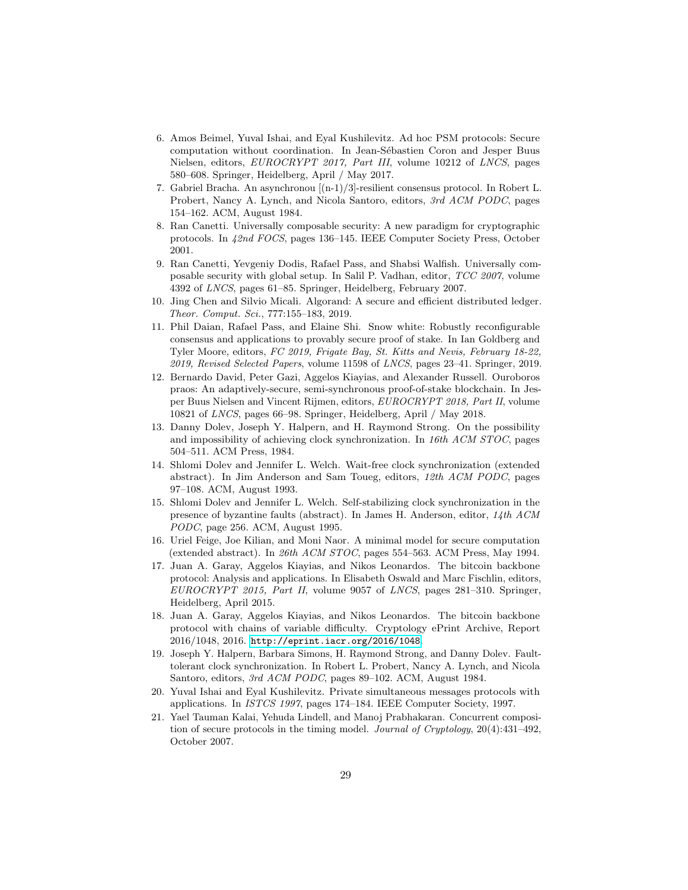6. Amos Beimel, Yuval Ishai, and Eyal Kushilevitz. Ad hoc PSM protocols: Secure computation without coordination. In Jean-Sébastien Coron and Jesper Buus Nielsen, editors, *EUROCRYPT 2017, Part III*, volume 10212 of *LNCS*, pages 580–608. Springer, Heidelberg, April / May 2017.
7. Gabriel Bracha. An asynchronou [(n-1)/3]-resilient consensus protocol. In Robert L. Probert, Nancy A. Lynch, and Nicola Santoro, editors, *3rd ACM PODC*, pages 154–162. ACM, August 1984.
8. Ran Canetti. Universally composable security: A new paradigm for cryptographic protocols. In *42nd FOCS*, pages 136–145. IEEE Computer Society Press, October 2001.
9. Ran Canetti, Yevgeniy Dodis, Rafael Pass, and Shabsi Walfish. Universally composable security with global setup. In Salil P. Vadhan, editor, *TCC 2007*, volume 4392 of *LNCS*, pages 61–85. Springer, Heidelberg, February 2007.
10. Jing Chen and Silvio Micali. Algorand: A secure and efficient distributed ledger. *Theor. Comput. Sci.*, 777:155–183, 2019.
11. Phil Daian, Rafael Pass, and Elaine Shi. Snow white: Robustly reconfigurable consensus and applications to provably secure proof of stake. In Ian Goldberg and Tyler Moore, editors, *FC 2019, Frigate Bay, St. Kitts and Nevis, February 18-22, 2019, Revised Selected Papers*, volume 11598 of *LNCS*, pages 23–41. Springer, 2019.
12. Bernardo David, Peter Gazi, Aggelos Kiayias, and Alexander Russell. Ouroboros praos: An adaptively-secure, semi-synchronous proof-of-stake blockchain. In Jesper Buus Nielsen and Vincent Rijmen, editors, *EUROCRYPT 2018, Part II*, volume 10821 of *LNCS*, pages 66–98. Springer, Heidelberg, April / May 2018.
13. Danny Dolev, Joseph Y. Halpern, and H. Raymond Strong. On the possibility and impossibility of achieving clock synchronization. In *16th ACM STOC*, pages 504–511. ACM Press, 1984.
14. Shlomi Dolev and Jennifer L. Welch. Wait-free clock synchronization (extended abstract). In Jim Anderson and Sam Toueg, editors, *12th ACM PODC*, pages 97–108. ACM, August 1993.
15. Shlomi Dolev and Jennifer L. Welch. Self-stabilizing clock synchronization in the presence of byzantine faults (abstract). In James H. Anderson, editor, *14th ACM PODC*, page 256. ACM, August 1995.
16. Uriel Feige, Joe Kilian, and Moni Naor. A minimal model for secure computation (extended abstract). In *26th ACM STOC*, pages 554–563. ACM Press, May 1994.
17. Juan A. Garay, Aggelos Kiayias, and Nikos Leonardos. The bitcoin backbone protocol: Analysis and applications. In Elisabeth Oswald and Marc Fischlin, editors, *EUROCRYPT 2015, Part II*, volume 9057 of *LNCS*, pages 281–310. Springer, Heidelberg, April 2015.
18. Juan A. Garay, Aggelos Kiayias, and Nikos Leonardos. The bitcoin backbone protocol with chains of variable difficulty. Cryptology ePrint Archive, Report 2016/1048, 2016. http://eprint.iacr.org/2016/1048.
19. Joseph Y. Halpern, Barbara Simons, H. Raymond Strong, and Danny Dolev. Fault-tolerant clock synchronization. In Robert L. Probert, Nancy A. Lynch, and Nicola Santoro, editors, *3rd ACM PODC*, pages 89–102. ACM, August 1984.
20. Yuval Ishai and Eyal Kushilevitz. Private simultaneous messages protocols with applications. In *ISTCS 1997*, pages 174–184. IEEE Computer Society, 1997.
21. Yael Tauman Kalai, Yehuda Lindell, and Manoj Prabhakaran. Concurrent composition of secure protocols in the timing model. *Journal of Cryptology*, 20(4):431–492, October 2007.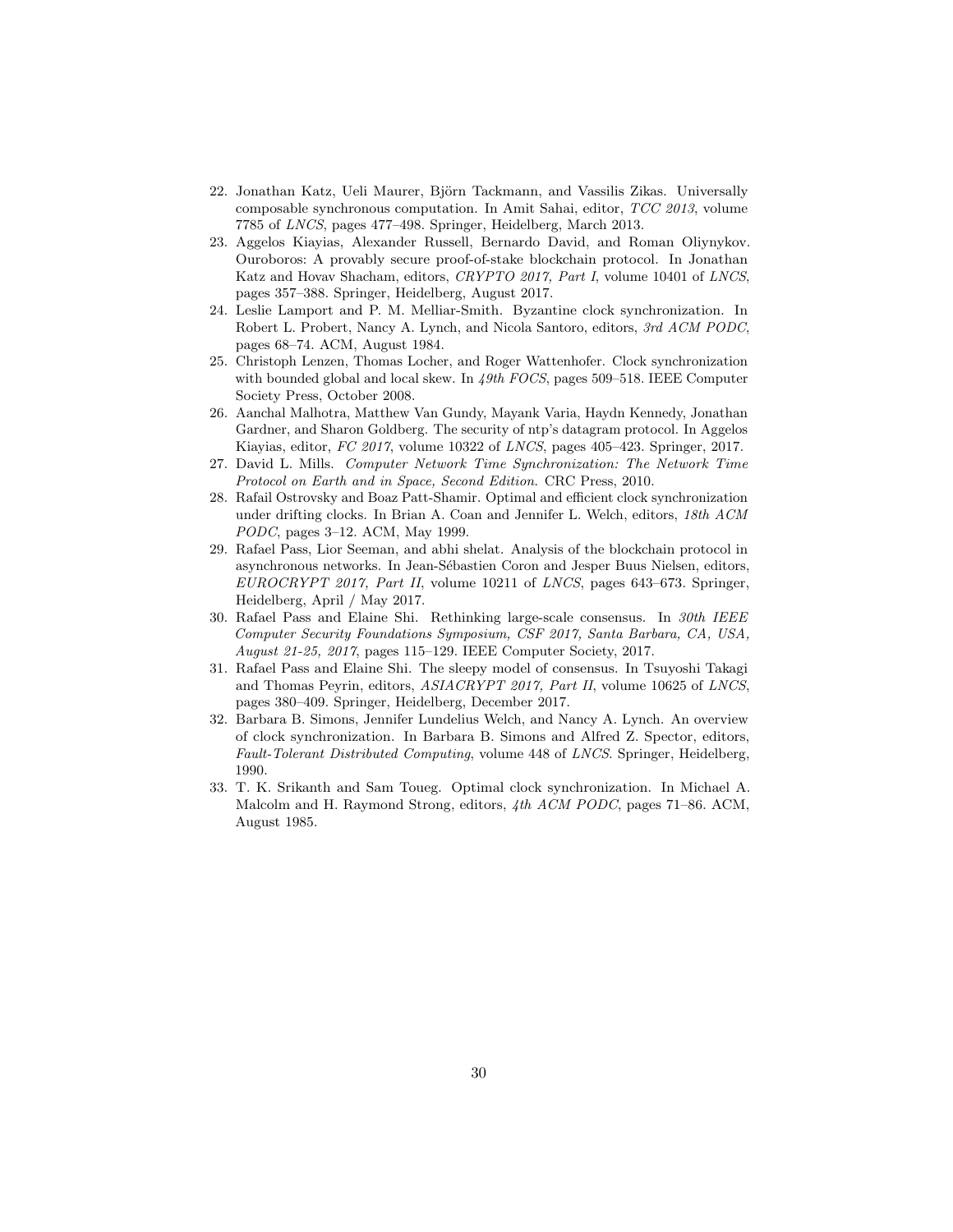22. Jonathan Katz, Ueli Maurer, Björn Tackmann, and Vassilis Zikas. Universally composable synchronous computation. In Amit Sahai, editor, *TCC 2013*, volume 7785 of *LNCS*, pages 477–498. Springer, Heidelberg, March 2013.
23. Aggelos Kiayias, Alexander Russell, Bernardo David, and Roman Oliynykov. Ouroboros: A provably secure proof-of-stake blockchain protocol. In Jonathan Katz and Hovav Shacham, editors, *CRYPTO 2017, Part I*, volume 10401 of *LNCS*, pages 357–388. Springer, Heidelberg, August 2017.
24. Leslie Lamport and P. M. Melliar-Smith. Byzantine clock synchronization. In Robert L. Probert, Nancy A. Lynch, and Nicola Santoro, editors, *3rd ACM PODC*, pages 68–74. ACM, August 1984.
25. Christoph Lenzen, Thomas Locher, and Roger Wattenhofer. Clock synchronization with bounded global and local skew. In *49th FOCS*, pages 509–518. IEEE Computer Society Press, October 2008.
26. Aanchal Malhotra, Matthew Van Gundy, Mayank Varia, Haydn Kennedy, Jonathan Gardner, and Sharon Goldberg. The security of ntp's datagram protocol. In Aggelos Kiayias, editor, *FC 2017*, volume 10322 of *LNCS*, pages 405–423. Springer, 2017.
27. David L. Mills. *Computer Network Time Synchronization: The Network Time Protocol on Earth and in Space, Second Edition*. CRC Press, 2010.
28. Rafail Ostrovsky and Boaz Patt-Shamir. Optimal and efficient clock synchronization under drifting clocks. In Brian A. Coan and Jennifer L. Welch, editors, *18th ACM PODC*, pages 3–12. ACM, May 1999.
29. Rafael Pass, Lior Seeman, and abhi shelat. Analysis of the blockchain protocol in asynchronous networks. In Jean-Sébastien Coron and Jesper Buus Nielsen, editors, *EUROCRYPT 2017, Part II*, volume 10211 of *LNCS*, pages 643–673. Springer, Heidelberg, April / May 2017.
30. Rafael Pass and Elaine Shi. Rethinking large-scale consensus. In *30th IEEE Computer Security Foundations Symposium, CSF 2017, Santa Barbara, CA, USA, August 21-25, 2017*, pages 115–129. IEEE Computer Society, 2017.
31. Rafael Pass and Elaine Shi. The sleepy model of consensus. In Tsuyoshi Takagi and Thomas Peyrin, editors, *ASIACRYPT 2017, Part II*, volume 10625 of *LNCS*, pages 380–409. Springer, Heidelberg, December 2017.
32. Barbara B. Simons, Jennifer Lundelius Welch, and Nancy A. Lynch. An overview of clock synchronization. In Barbara B. Simons and Alfred Z. Spector, editors, *Fault-Tolerant Distributed Computing*, volume 448 of *LNCS*. Springer, Heidelberg, 1990.
33. T. K. Srikanth and Sam Toueg. Optimal clock synchronization. In Michael A. Malcolm and H. Raymond Strong, editors, *4th ACM PODC*, pages 71–86. ACM, August 1985.